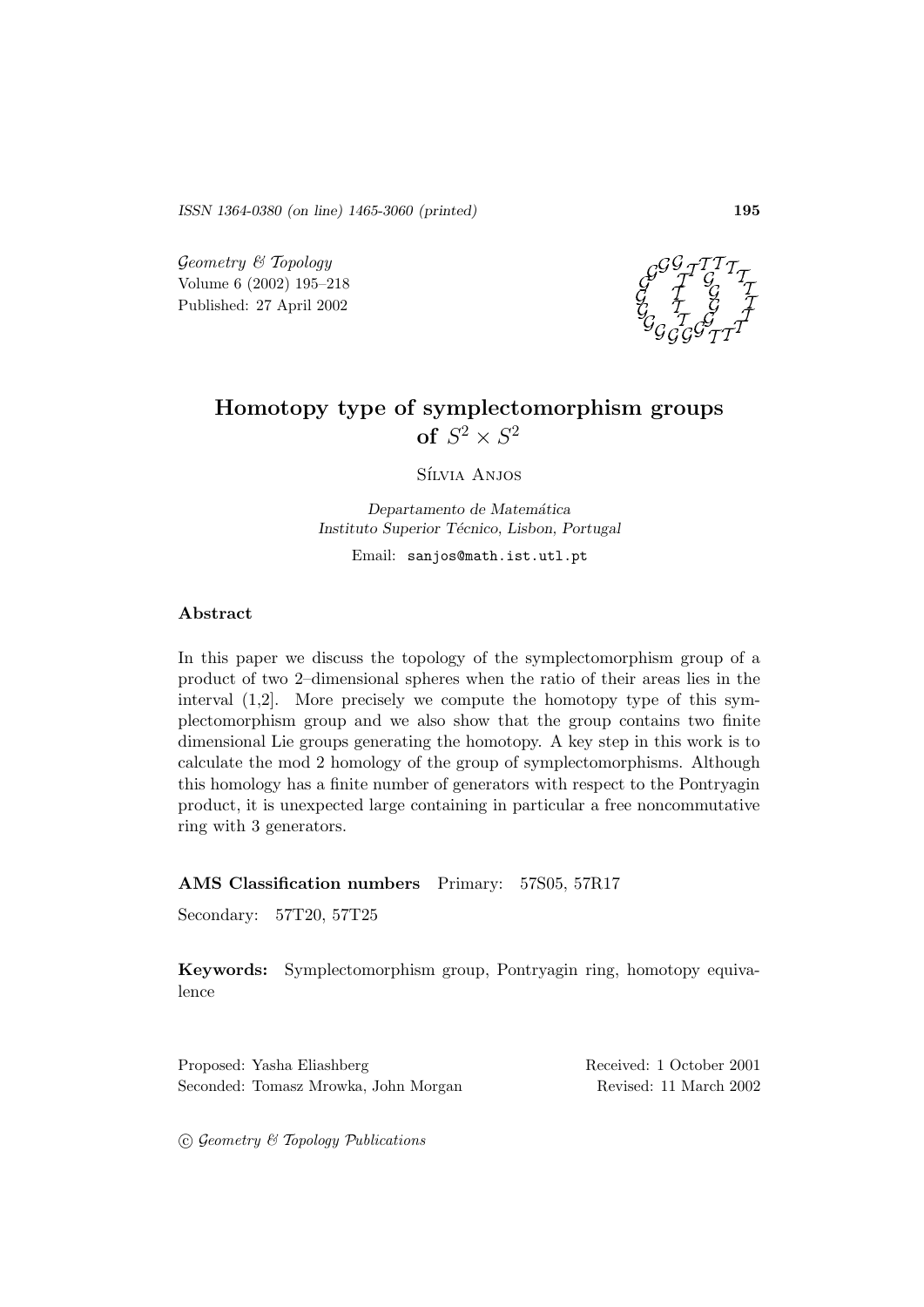ISSN 1364-0380 (on line) 1465-3060 (printed)

*Geometry & Topology*
Volume 6 (2002) 195–218
Published: 27 April 2002

# Homotopy type of symplectomorphism groups of $S^2 \times S^2$

Sílvia Anjos

*Departamento de Matemática*
*Instituto Superior Técnico, Lisbon, Portugal*

Email: sanjos@math.ist.utl.pt

## Abstract

In this paper we discuss the topology of the symplectomorphism group of a product of two 2–dimensional spheres when the ratio of their areas lies in the interval (1,2]. More precisely we compute the homotopy type of this symplectomorphism group and we also show that the group contains two finite dimensional Lie groups generating the homotopy. A key step in this work is to calculate the mod 2 homology of the group of symplectomorphisms. Although this homology has a finite number of generators with respect to the Pontryagin product, it is unexpected large containing in particular a free noncommutative ring with 3 generators.

**AMS Classification numbers** Primary: 57S05, 57R17

Secondary: 57T20, 57T25

**Keywords:** Symplectomorphism group, Pontryagin ring, homotopy equivalence

Proposed: Yasha Eliashberg
Seconded: Tomasz Mrowka, John Morgan

Received: 1 October 2001
Revised: 11 March 2002

© *Geometry & Topology Publications*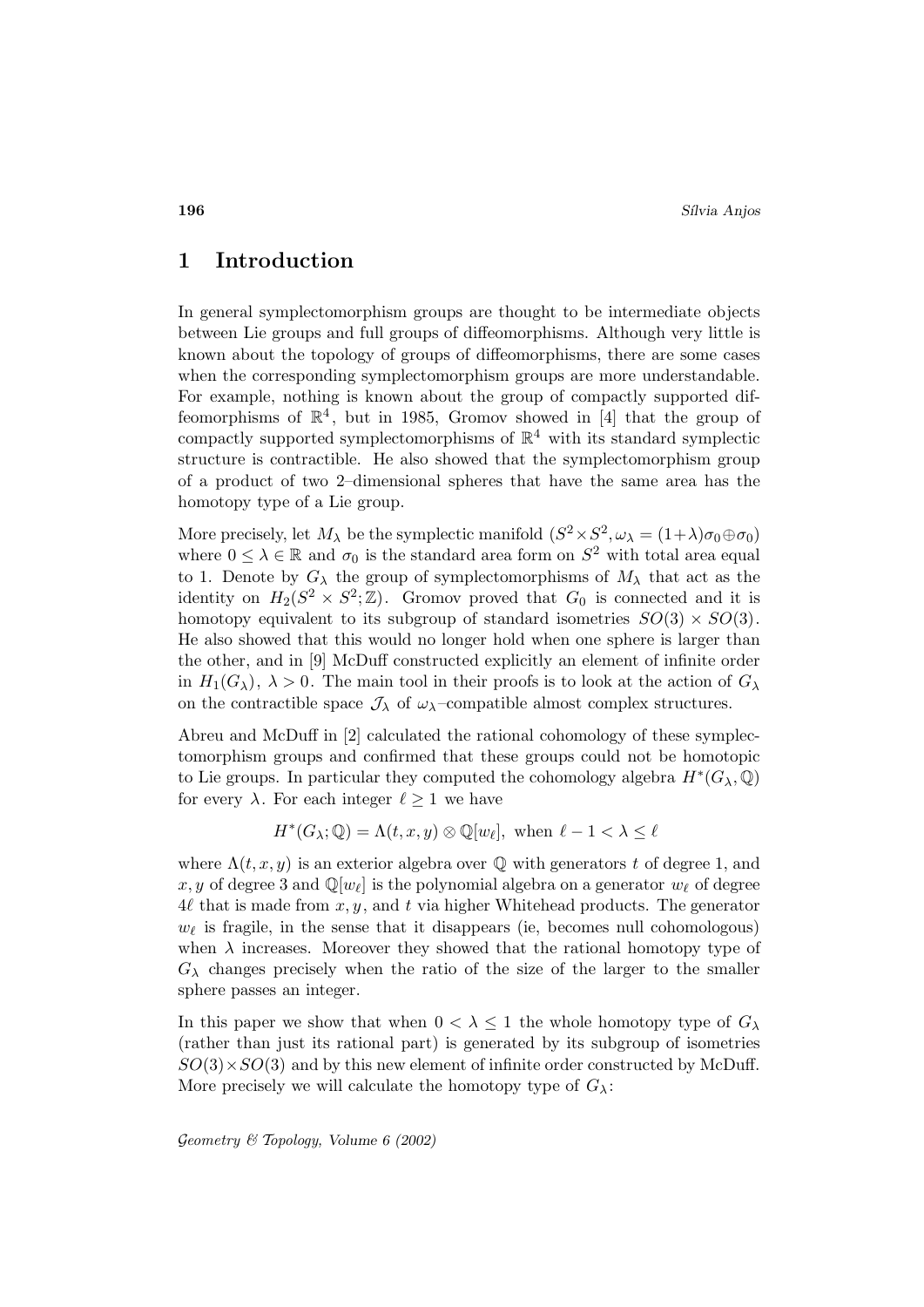# 1 Introduction

In general symplectomorphism groups are thought to be intermediate objects between Lie groups and full groups of diffeomorphisms. Although very little is known about the topology of groups of diffeomorphisms, there are some cases when the corresponding symplectomorphism groups are more understandable. For example, nothing is known about the group of compactly supported diffeomorphisms of $\mathbb{R}^4$, but in 1985, Gromov showed in [4] that the group of compactly supported symplectomorphisms of $\mathbb{R}^4$ with its standard symplectic structure is contractible. He also showed that the symplectomorphism group of a product of two 2–dimensional spheres that have the same area has the homotopy type of a Lie group.

More precisely, let $M_\lambda$ be the symplectic manifold $(S^2 \times S^2, \omega_\lambda = (1+\lambda)\sigma_0 \oplus \sigma_0)$ where $0 \leq \lambda \in \mathbb{R}$ and $\sigma_0$ is the standard area form on $S^2$ with total area equal to 1. Denote by $G_\lambda$ the group of symplectomorphisms of $M_\lambda$ that act as the identity on $H_2(S^2 \times S^2; \mathbb{Z})$. Gromov proved that $G_0$ is connected and it is homotopy equivalent to its subgroup of standard isometries $SO(3) \times SO(3)$. He also showed that this would no longer hold when one sphere is larger than the other, and in [9] McDuff constructed explicitly an element of infinite order in $H_1(G_\lambda)$, $\lambda > 0$. The main tool in their proofs is to look at the action of $G_\lambda$ on the contractible space $\mathcal{J}_\lambda$ of $\omega_\lambda$–compatible almost complex structures.

Abreu and McDuff in [2] calculated the rational cohomology of these symplectomorphism groups and confirmed that these groups could not be homotopic to Lie groups. In particular they computed the cohomology algebra $H^*(G_\lambda, \mathbb{Q})$ for every $\lambda$. For each integer $\ell \geq 1$ we have

$$H^*(G_\lambda; \mathbb{Q}) = \Lambda(t, x, y) \otimes \mathbb{Q}[w_\ell], \text{ when } \ell - 1 < \lambda \leq \ell$$

where $\Lambda(t, x, y)$ is an exterior algebra over $\mathbb{Q}$ with generators $t$ of degree 1, and $x, y$ of degree 3 and $\mathbb{Q}[w_\ell]$ is the polynomial algebra on a generator $w_\ell$ of degree $4\ell$ that is made from $x, y$, and $t$ via higher Whitehead products. The generator $w_\ell$ is fragile, in the sense that it disappears (ie, becomes null cohomologous) when $\lambda$ increases. Moreover they showed that the rational homotopy type of $G_\lambda$ changes precisely when the ratio of the size of the larger to the smaller sphere passes an integer.

In this paper we show that when $0 < \lambda \leq 1$ the whole homotopy type of $G_\lambda$ (rather than just its rational part) is generated by its subgroup of isometries $SO(3) \times SO(3)$ and by this new element of infinite order constructed by McDuff. More precisely we will calculate the homotopy type of $G_\lambda$: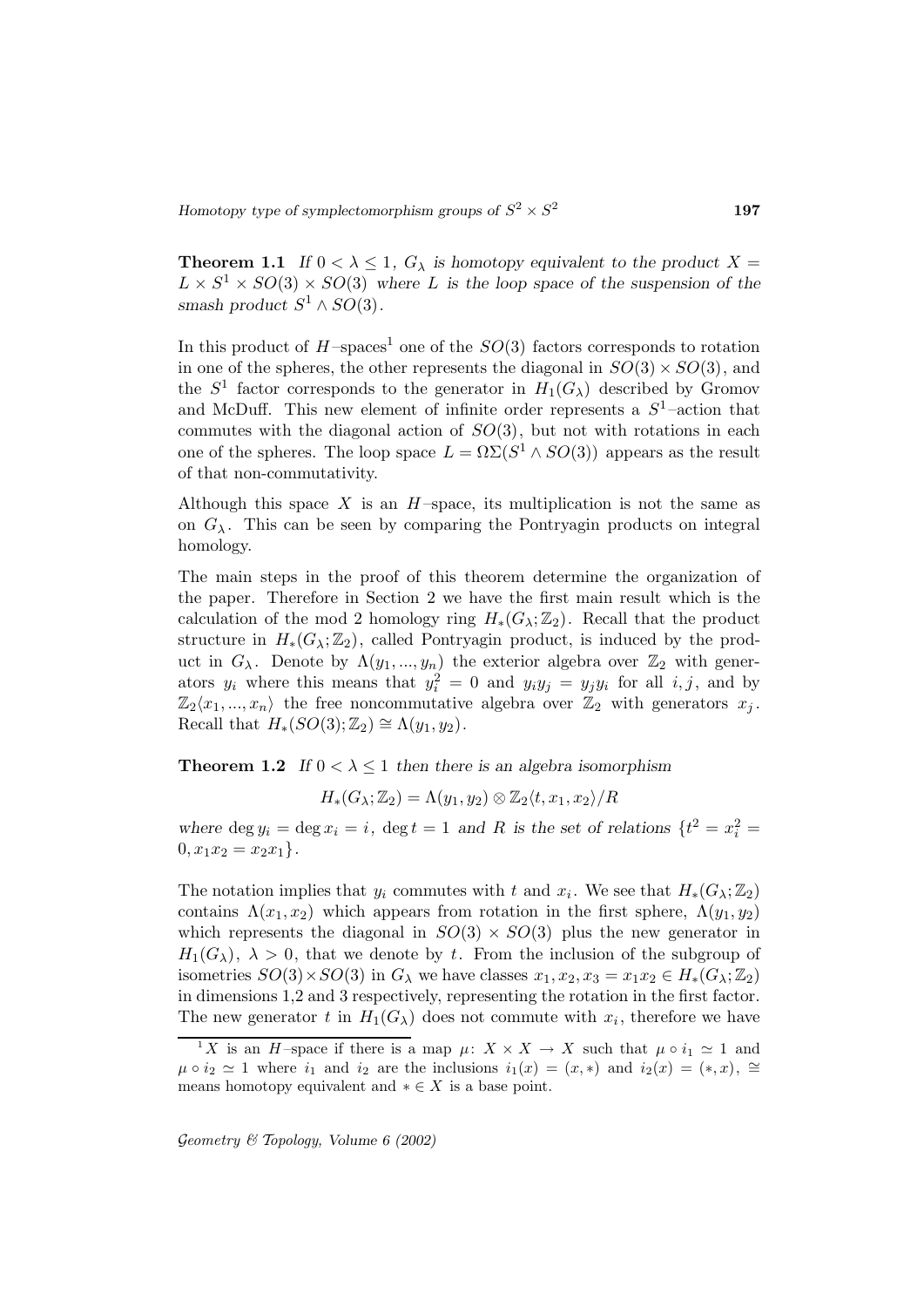**Theorem 1.1** *If $0 < \lambda \leq 1$, $G_\lambda$ is homotopy equivalent to the product $X = L \times S^1 \times SO(3) \times SO(3)$ where $L$ is the loop space of the suspension of the smash product $S^1 \wedge SO(3)$.*

In this product of $H$–spaces[1] one of the $SO(3)$ factors corresponds to rotation in one of the spheres, the other represents the diagonal in $SO(3) \times SO(3)$, and the $S^1$ factor corresponds to the generator in $H_1(G_\lambda)$ described by Gromov and McDuff. This new element of infinite order represents a $S^1$–action that commutes with the diagonal action of $SO(3)$, but not with rotations in each one of the spheres. The loop space $L = \Omega\Sigma(S^1 \wedge SO(3))$ appears as the result of that non-commutativity.

Although this space $X$ is an $H$–space, its multiplication is not the same as on $G_\lambda$. This can be seen by comparing the Pontryagin products on integral homology.

The main steps in the proof of this theorem determine the organization of the paper. Therefore in Section 2 we have the first main result which is the calculation of the mod 2 homology ring $H_*(G_\lambda; \mathbb{Z}_2)$. Recall that the product structure in $H_*(G_\lambda; \mathbb{Z}_2)$, called Pontryagin product, is induced by the product in $G_\lambda$. Denote by $\Lambda(y_1, ..., y_n)$ the exterior algebra over $\mathbb{Z}_2$ with generators $y_i$ where this means that $y_i^2 = 0$ and $y_i y_j = y_j y_i$ for all $i, j$, and by $\mathbb{Z}_2\langle x_1, ..., x_n\rangle$ the free noncommutative algebra over $\mathbb{Z}_2$ with generators $x_j$. Recall that $H_*(SO(3); \mathbb{Z}_2) \cong \Lambda(y_1, y_2)$.

**Theorem 1.2** *If $0 < \lambda \leq 1$ then there is an algebra isomorphism*

$$H_*(G_\lambda; \mathbb{Z}_2) = \Lambda(y_1, y_2) \otimes \mathbb{Z}_2\langle t, x_1, x_2\rangle / R$$

*where $\deg y_i = \deg x_i = i$, $\deg t = 1$ and $R$ is the set of relations $\{t^2 = x_i^2 = 0, x_1 x_2 = x_2 x_1\}$.*

The notation implies that $y_i$ commutes with $t$ and $x_i$. We see that $H_*(G_\lambda; \mathbb{Z}_2)$ contains $\Lambda(x_1, x_2)$ which appears from rotation in the first sphere, $\Lambda(y_1, y_2)$ which represents the diagonal in $SO(3) \times SO(3)$ plus the new generator in $H_1(G_\lambda)$, $\lambda > 0$, that we denote by $t$. From the inclusion of the subgroup of isometries $SO(3) \times SO(3)$ in $G_\lambda$ we have classes $x_1, x_2, x_3 = x_1 x_2 \in H_*(G_\lambda; \mathbb{Z}_2)$ in dimensions 1,2 and 3 respectively, representing the rotation in the first factor. The new generator $t$ in $H_1(G_\lambda)$ does not commute with $x_i$, therefore we have

[1] $X$ is an $H$–space if there is a map $\mu\colon X \times X \to X$ such that $\mu \circ i_1 \simeq 1$ and $\mu \circ i_2 \simeq 1$ where $i_1$ and $i_2$ are the inclusions $i_1(x) = (x, *)$ and $i_2(x) = (*, x)$, $\cong$ means homotopy equivalent and $* \in X$ is a base point.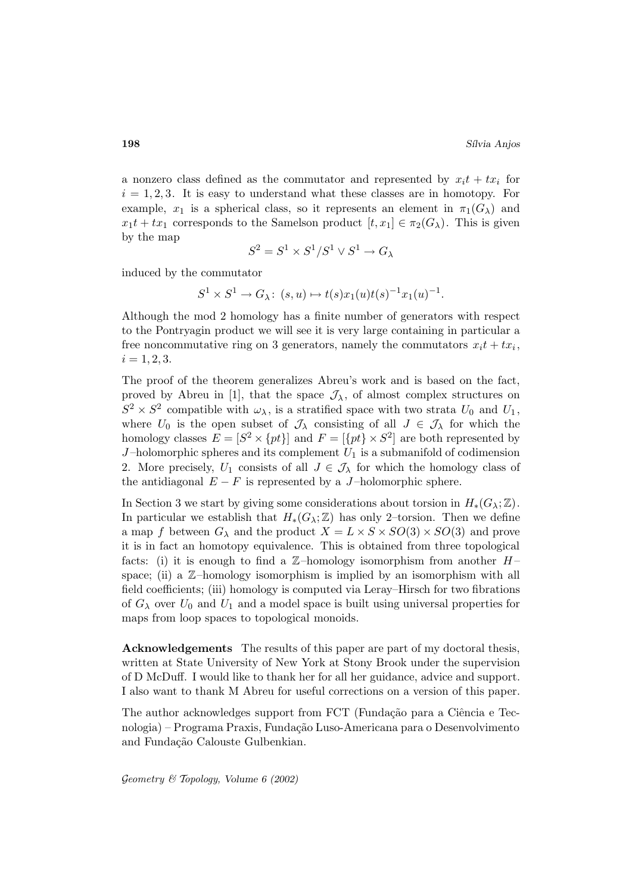a nonzero class defined as the commutator and represented by $x_it + tx_i$ for $i = 1, 2, 3$. It is easy to understand what these classes are in homotopy. For example, $x_1$ is a spherical class, so it represents an element in $\pi_1(G_\lambda)$ and $x_1t + tx_1$ corresponds to the Samelson product $[t, x_1] \in \pi_2(G_\lambda)$. This is given by the map

$$S^2 = S^1 \times S^1 / S^1 \vee S^1 \to G_\lambda$$

induced by the commutator

$$S^1 \times S^1 \to G_\lambda \colon (s, u) \mapsto t(s)x_1(u)t(s)^{-1}x_1(u)^{-1}.$$

Although the mod 2 homology has a finite number of generators with respect to the Pontryagin product we will see it is very large containing in particular a free noncommutative ring on 3 generators, namely the commutators $x_it + tx_i$, $i = 1, 2, 3$.

The proof of the theorem generalizes Abreu's work and is based on the fact, proved by Abreu in [1], that the space $\mathcal{J}_\lambda$, of almost complex structures on $S^2 \times S^2$ compatible with $\omega_\lambda$, is a stratified space with two strata $U_0$ and $U_1$, where $U_0$ is the open subset of $\mathcal{J}_\lambda$ consisting of all $J \in \mathcal{J}_\lambda$ for which the homology classes $E = [S^2 \times \{pt\}]$ and $F = [\{pt\} \times S^2]$ are both represented by $J$–holomorphic spheres and its complement $U_1$ is a submanifold of codimension 2. More precisely, $U_1$ consists of all $J \in \mathcal{J}_\lambda$ for which the homology class of the antidiagonal $E - F$ is represented by a $J$–holomorphic sphere.

In Section 3 we start by giving some considerations about torsion in $H_*(G_\lambda; \mathbb{Z})$. In particular we establish that $H_*(G_\lambda; \mathbb{Z})$ has only 2–torsion. Then we define a map $f$ between $G_\lambda$ and the product $X = L \times S \times SO(3) \times SO(3)$ and prove it is in fact an homotopy equivalence. This is obtained from three topological facts: (i) it is enough to find a $\mathbb{Z}$–homology isomorphism from another $H$–space; (ii) a $\mathbb{Z}$–homology isomorphism is implied by an isomorphism with all field coefficients; (iii) homology is computed via Leray–Hirsch for two fibrations of $G_\lambda$ over $U_0$ and $U_1$ and a model space is built using universal properties for maps from loop spaces to topological monoids.

**Acknowledgements** The results of this paper are part of my doctoral thesis, written at State University of New York at Stony Brook under the supervision of D McDuff. I would like to thank her for all her guidance, advice and support. I also want to thank M Abreu for useful corrections on a version of this paper.

The author acknowledges support from FCT (Fundação para a Ciência e Tecnologia) – Programa Praxis, Fundação Luso-Americana para o Desenvolvimento and Fundação Calouste Gulbenkian.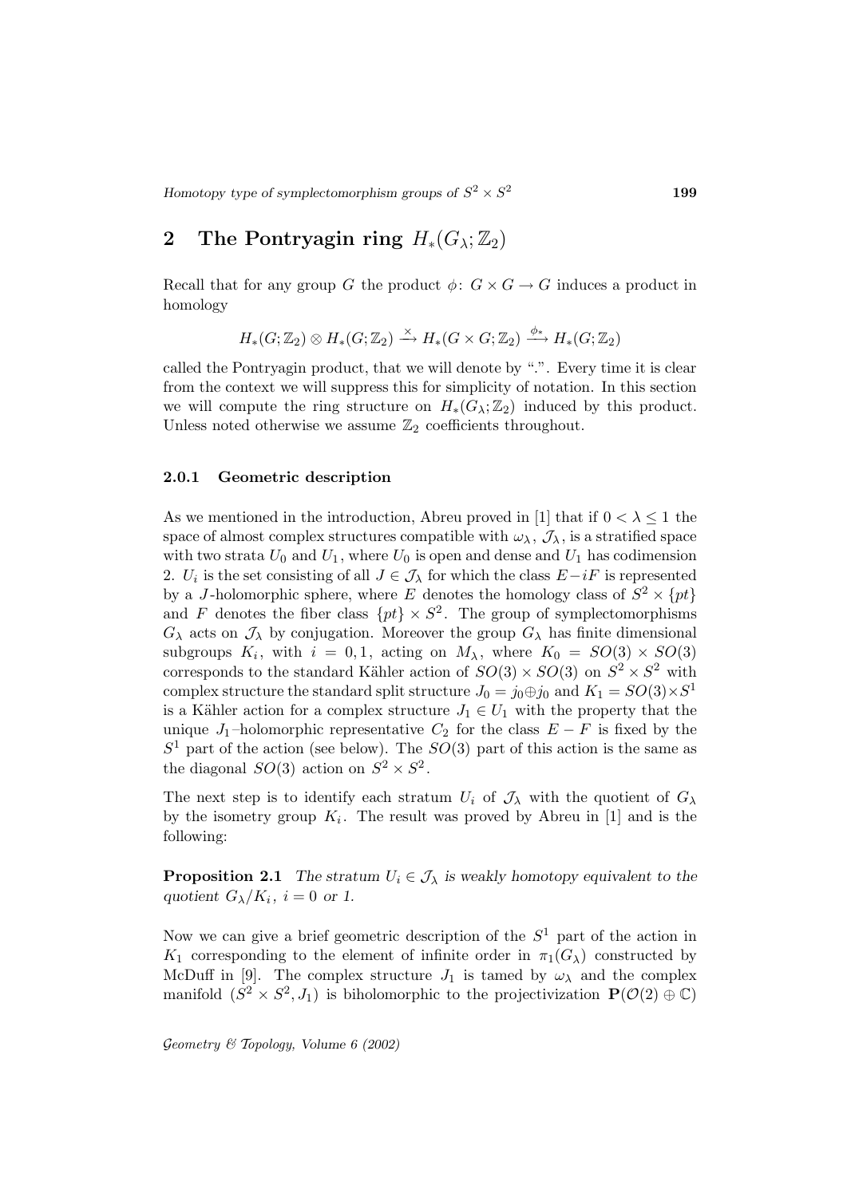## 2 The Pontryagin ring $H_*(G_\lambda; \mathbb{Z}_2)$

Recall that for any group $G$ the product $\phi\colon G \times G \to G$ induces a product in homology

$$H_*(G;\mathbb{Z}_2) \otimes H_*(G;\mathbb{Z}_2) \xrightarrow{\times} H_*(G \times G;\mathbb{Z}_2) \xrightarrow{\phi_*} H_*(G;\mathbb{Z}_2)$$

called the Pontryagin product, that we will denote by ".". Every time it is clear from the context we will suppress this for simplicity of notation. In this section we will compute the ring structure on $H_*(G_\lambda;\mathbb{Z}_2)$ induced by this product. Unless noted otherwise we assume $\mathbb{Z}_2$ coefficients throughout.

### 2.0.1 Geometric description

As we mentioned in the introduction, Abreu proved in [1] that if $0 < \lambda \leq 1$ the space of almost complex structures compatible with $\omega_\lambda$, $\mathcal{J}_\lambda$, is a stratified space with two strata $U_0$ and $U_1$, where $U_0$ is open and dense and $U_1$ has codimension 2. $U_i$ is the set consisting of all $J \in \mathcal{J}_\lambda$ for which the class $E - iF$ is represented by a $J$-holomorphic sphere, where $E$ denotes the homology class of $S^2 \times \{pt\}$ and $F$ denotes the fiber class $\{pt\} \times S^2$. The group of symplectomorphisms $G_\lambda$ acts on $\mathcal{J}_\lambda$ by conjugation. Moreover the group $G_\lambda$ has finite dimensional subgroups $K_i$, with $i = 0, 1$, acting on $M_\lambda$, where $K_0 = SO(3) \times SO(3)$ corresponds to the standard Kähler action of $SO(3) \times SO(3)$ on $S^2 \times S^2$ with complex structure the standard split structure $J_0 = j_0 \oplus j_0$ and $K_1 = SO(3) \times S^1$ is a Kähler action for a complex structure $J_1 \in U_1$ with the property that the unique $J_1$–holomorphic representative $C_2$ for the class $E - F$ is fixed by the $S^1$ part of the action (see below). The $SO(3)$ part of this action is the same as the diagonal $SO(3)$ action on $S^2 \times S^2$.

The next step is to identify each stratum $U_i$ of $\mathcal{J}_\lambda$ with the quotient of $G_\lambda$ by the isometry group $K_i$. The result was proved by Abreu in [1] and is the following:

**Proposition 2.1** *The stratum $U_i \in \mathcal{J}_\lambda$ is weakly homotopy equivalent to the quotient $G_\lambda / K_i$, $i = 0$ or $1$.*

Now we can give a brief geometric description of the $S^1$ part of the action in $K_1$ corresponding to the element of infinite order in $\pi_1(G_\lambda)$ constructed by McDuff in [9]. The complex structure $J_1$ is tamed by $\omega_\lambda$ and the complex manifold $(S^2 \times S^2, J_1)$ is biholomorphic to the projectivization $\mathbf{P}(\mathcal{O}(2) \oplus \mathbb{C})$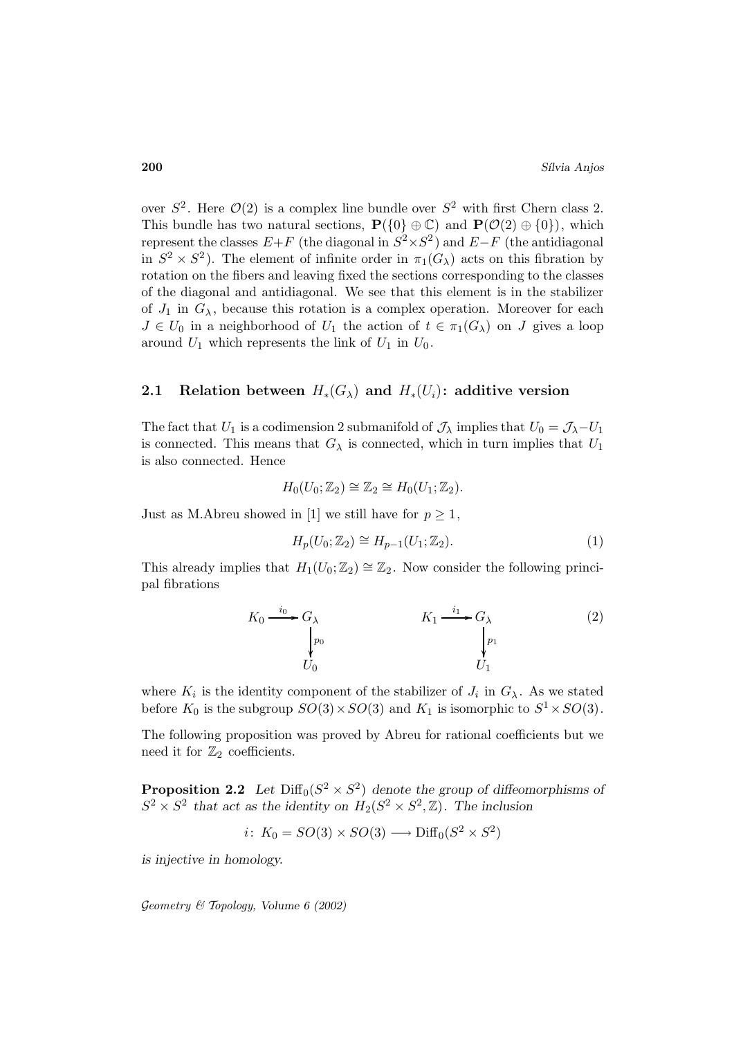over $S^2$. Here $\mathcal{O}(2)$ is a complex line bundle over $S^2$ with first Chern class 2. This bundle has two natural sections, $\mathbf{P}(\{0\} \oplus \mathbb{C})$ and $\mathbf{P}(\mathcal{O}(2) \oplus \{0\})$, which represent the classes $E+F$ (the diagonal in $S^2 \times S^2$) and $E-F$ (the antidiagonal in $S^2 \times S^2$). The element of infinite order in $\pi_1(G_\lambda)$ acts on this fibration by rotation on the fibers and leaving fixed the sections corresponding to the classes of the diagonal and antidiagonal. We see that this element is in the stabilizer of $J_1$ in $G_\lambda$, because this rotation is a complex operation. Moreover for each $J \in U_0$ in a neighborhood of $U_1$ the action of $t \in \pi_1(G_\lambda)$ on $J$ gives a loop around $U_1$ which represents the link of $U_1$ in $U_0$.

## 2.1 Relation between $H_*(G_\lambda)$ and $H_*(U_i)$: additive version

The fact that $U_1$ is a codimension 2 submanifold of $\mathcal{J}_\lambda$ implies that $U_0 = \mathcal{J}_\lambda - U_1$ is connected. This means that $G_\lambda$ is connected, which in turn implies that $U_1$ is also connected. Hence

$$H_0(U_0; \mathbb{Z}_2) \cong \mathbb{Z}_2 \cong H_0(U_1; \mathbb{Z}_2).$$

Just as M.Abreu showed in [1] we still have for $p \geq 1$,

$$H_p(U_0; \mathbb{Z}_2) \cong H_{p-1}(U_1; \mathbb{Z}_2). \tag{1}$$

This already implies that $H_1(U_0; \mathbb{Z}_2) \cong \mathbb{Z}_2$. Now consider the following principal fibrations

$$\begin{array}{ccc} K_0 \xrightarrow{i_0} G_\lambda & \qquad & K_1 \xrightarrow{i_1} G_\lambda \\ \quad\quad \downarrow{\scriptstyle p_0} & & \quad\quad \downarrow{\scriptstyle p_1} \\ \quad\quad U_0 & & \quad\quad U_1 \end{array} \tag{2}$$

where $K_i$ is the identity component of the stabilizer of $J_i$ in $G_\lambda$. As we stated before $K_0$ is the subgroup $SO(3) \times SO(3)$ and $K_1$ is isomorphic to $S^1 \times SO(3)$.

The following proposition was proved by Abreu for rational coefficients but we need it for $\mathbb{Z}_2$ coefficients.

**Proposition 2.2** *Let $\mathrm{Diff}_0(S^2 \times S^2)$ denote the group of diffeomorphisms of $S^2 \times S^2$ that act as the identity on $H_2(S^2 \times S^2, \mathbb{Z})$. The inclusion*

$$i\colon\ K_0 = SO(3) \times SO(3) \longrightarrow \mathrm{Diff}_0(S^2 \times S^2)$$

*is injective in homology.*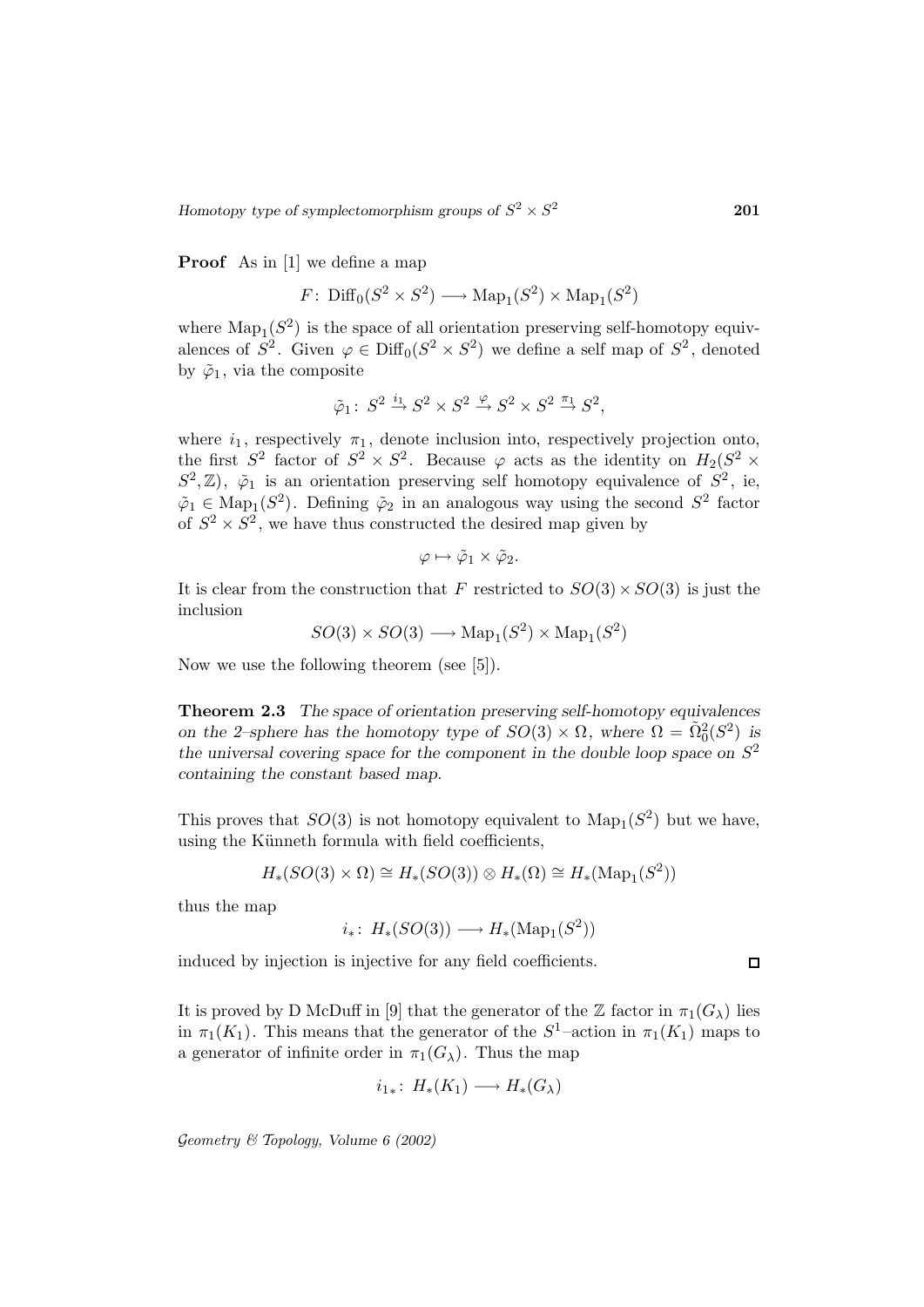**Proof** As in [1] we define a map

$$F\colon \operatorname{Diff}_0(S^2 \times S^2) \longrightarrow \operatorname{Map}_1(S^2) \times \operatorname{Map}_1(S^2)$$

where $\operatorname{Map}_1(S^2)$ is the space of all orientation preserving self-homotopy equivalences of $S^2$. Given $\varphi \in \operatorname{Diff}_0(S^2 \times S^2)$ we define a self map of $S^2$, denoted by $\tilde{\varphi}_1$, via the composite

$$\tilde{\varphi}_1\colon\ S^2 \xrightarrow{i_1} S^2 \times S^2 \xrightarrow{\varphi} S^2 \times S^2 \xrightarrow{\pi_1} S^2,$$

where $i_1$, respectively $\pi_1$, denote inclusion into, respectively projection onto, the first $S^2$ factor of $S^2 \times S^2$. Because $\varphi$ acts as the identity on $H_2(S^2 \times S^2, \mathbb{Z})$, $\tilde{\varphi}_1$ is an orientation preserving self homotopy equivalence of $S^2$, ie, $\tilde{\varphi}_1 \in \operatorname{Map}_1(S^2)$. Defining $\tilde{\varphi}_2$ in an analogous way using the second $S^2$ factor of $S^2 \times S^2$, we have thus constructed the desired map given by

$$\varphi \mapsto \tilde{\varphi}_1 \times \tilde{\varphi}_2.$$

It is clear from the construction that $F$ restricted to $SO(3) \times SO(3)$ is just the inclusion

$$SO(3) \times SO(3) \longrightarrow \operatorname{Map}_1(S^2) \times \operatorname{Map}_1(S^2)$$

Now we use the following theorem (see [5]).

**Theorem 2.3** *The space of orientation preserving self-homotopy equivalences on the 2–sphere has the homotopy type of $SO(3) \times \Omega$, where $\Omega = \tilde{\Omega}^2_0(S^2)$ is the universal covering space for the component in the double loop space on $S^2$ containing the constant based map.*

This proves that $SO(3)$ is not homotopy equivalent to $\operatorname{Map}_1(S^2)$ but we have, using the Künneth formula with field coefficients,

$$H_*(SO(3) \times \Omega) \cong H_*(SO(3)) \otimes H_*(\Omega) \cong H_*(\operatorname{Map}_1(S^2))$$

thus the map

$$i_*\colon\ H_*(SO(3)) \longrightarrow H_*(\operatorname{Map}_1(S^2))$$

induced by injection is injective for any field coefficients. $\square$

It is proved by D McDuff in [9] that the generator of the $\mathbb{Z}$ factor in $\pi_1(G_\lambda)$ lies in $\pi_1(K_1)$. This means that the generator of the $S^1$–action in $\pi_1(K_1)$ maps to a generator of infinite order in $\pi_1(G_\lambda)$. Thus the map

$$i_{1*}\colon\ H_*(K_1) \longrightarrow H_*(G_\lambda)$$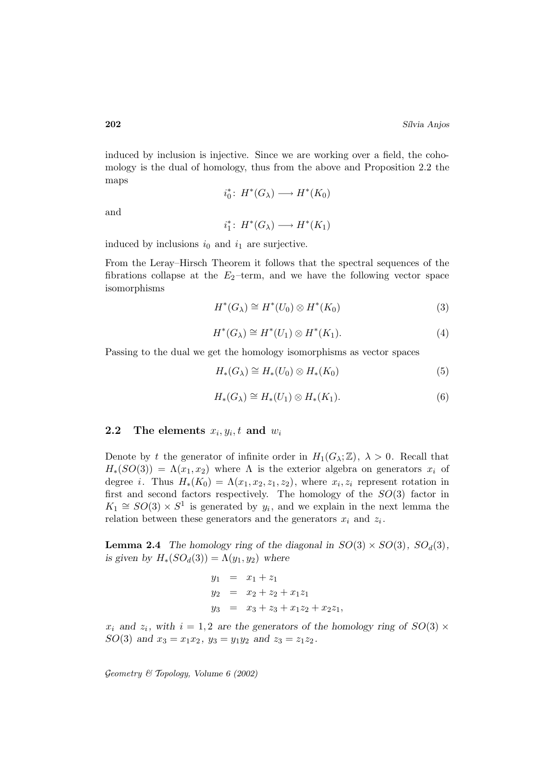induced by inclusion is injective. Since we are working over a field, the cohomology is the dual of homology, thus from the above and Proposition 2.2 the maps

$$i_0^*\colon H^*(G_\lambda) \longrightarrow H^*(K_0)$$

and

$$i_1^*\colon H^*(G_\lambda) \longrightarrow H^*(K_1)$$

induced by inclusions $i_0$ and $i_1$ are surjective.

From the Leray–Hirsch Theorem it follows that the spectral sequences of the fibrations collapse at the $E_2$–term, and we have the following vector space isomorphisms

$$H^*(G_\lambda) \cong H^*(U_0) \otimes H^*(K_0) \tag{3}$$

$$H^*(G_\lambda) \cong H^*(U_1) \otimes H^*(K_1). \tag{4}$$

Passing to the dual we get the homology isomorphisms as vector spaces

$$H_*(G_\lambda) \cong H_*(U_0) \otimes H_*(K_0) \tag{5}$$

$$H_*(G_\lambda) \cong H_*(U_1) \otimes H_*(K_1). \tag{6}$$

## 2.2 The elements $x_i, y_i, t$ and $w_i$

Denote by $t$ the generator of infinite order in $H_1(G_\lambda;\mathbb{Z})$, $\lambda > 0$. Recall that $H_*(SO(3)) = \Lambda(x_1, x_2)$ where $\Lambda$ is the exterior algebra on generators $x_i$ of degree $i$. Thus $H_*(K_0) = \Lambda(x_1, x_2, z_1, z_2)$, where $x_i, z_i$ represent rotation in first and second factors respectively. The homology of the $SO(3)$ factor in $K_1 \cong SO(3) \times S^1$ is generated by $y_i$, and we explain in the next lemma the relation between these generators and the generators $x_i$ and $z_i$.

**Lemma 2.4** *The homology ring of the diagonal in $SO(3) \times SO(3)$, $SO_d(3)$, is given by $H_*(SO_d(3)) = \Lambda(y_1, y_2)$ where*

$$\begin{aligned}
y_1 &= x_1 + z_1 \\
y_2 &= x_2 + z_2 + x_1 z_1 \\
y_3 &= x_3 + z_3 + x_1 z_2 + x_2 z_1,
\end{aligned}$$

*$x_i$ and $z_i$, with $i = 1, 2$ are the generators of the homology ring of $SO(3) \times SO(3)$ and $x_3 = x_1 x_2$, $y_3 = y_1 y_2$ and $z_3 = z_1 z_2$.*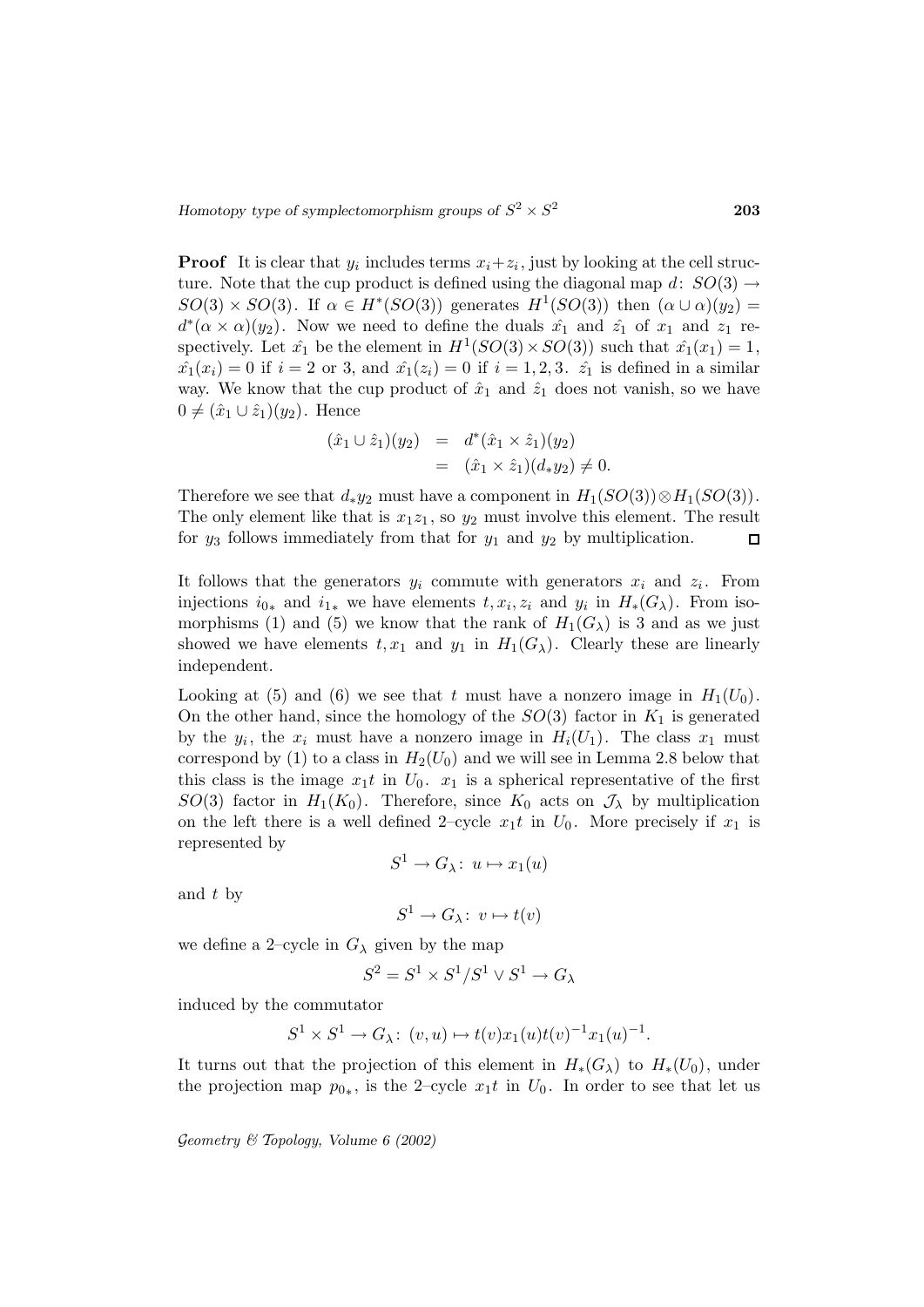**Proof** It is clear that $y_i$ includes terms $x_i+z_i$, just by looking at the cell structure. Note that the cup product is defined using the diagonal map $d\colon SO(3) \to SO(3) \times SO(3)$. If $\alpha \in H^*(SO(3))$ generates $H^1(SO(3))$ then $(\alpha \cup \alpha)(y_2) = d^*(\alpha \times \alpha)(y_2)$. Now we need to define the duals $\hat{x_1}$ and $\hat{z_1}$ of $x_1$ and $z_1$ respectively. Let $\hat{x_1}$ be the element in $H^1(SO(3)\times SO(3))$ such that $\hat{x_1}(x_1) = 1$, $\hat{x_1}(x_i) = 0$ if $i = 2$ or 3, and $\hat{x_1}(z_i) = 0$ if $i = 1, 2, 3$. $\hat{z_1}$ is defined in a similar way. We know that the cup product of $\hat{x}_1$ and $\hat{z}_1$ does not vanish, so we have $0 \neq (\hat{x}_1 \cup \hat{z}_1)(y_2)$. Hence

$$
\begin{aligned}
(\hat{x}_1 \cup \hat{z}_1)(y_2) &= d^*(\hat{x}_1 \times \hat{z}_1)(y_2) \\
&= (\hat{x}_1 \times \hat{z}_1)(d_* y_2) \neq 0.
\end{aligned}
$$

Therefore we see that $d_* y_2$ must have a component in $H_1(SO(3)) \otimes H_1(SO(3))$. The only element like that is $x_1 z_1$, so $y_2$ must involve this element. The result for $y_3$ follows immediately from that for $y_1$ and $y_2$ by multiplication. $\square$

It follows that the generators $y_i$ commute with generators $x_i$ and $z_i$. From injections $i_{0*}$ and $i_{1*}$ we have elements $t, x_i, z_i$ and $y_i$ in $H_*(G_\lambda)$. From isomorphisms (1) and (5) we know that the rank of $H_1(G_\lambda)$ is 3 and as we just showed we have elements $t, x_1$ and $y_1$ in $H_1(G_\lambda)$. Clearly these are linearly independent.

Looking at (5) and (6) we see that $t$ must have a nonzero image in $H_1(U_0)$. On the other hand, since the homology of the $SO(3)$ factor in $K_1$ is generated by the $y_i$, the $x_i$ must have a nonzero image in $H_i(U_1)$. The class $x_1$ must correspond by (1) to a class in $H_2(U_0)$ and we will see in Lemma 2.8 below that this class is the image $x_1 t$ in $U_0$. $x_1$ is a spherical representative of the first $SO(3)$ factor in $H_1(K_0)$. Therefore, since $K_0$ acts on $\mathcal{J}_\lambda$ by multiplication on the left there is a well defined 2–cycle $x_1 t$ in $U_0$. More precisely if $x_1$ is represented by

$$S^1 \to G_\lambda\colon\ u \mapsto x_1(u)$$

and $t$ by

$$S^1 \to G_\lambda\colon\ v \mapsto t(v)$$

we define a 2–cycle in $G_\lambda$ given by the map

$$S^2 = S^1 \times S^1 / S^1 \vee S^1 \to G_\lambda$$

induced by the commutator

$$S^1 \times S^1 \to G_\lambda\colon\ (v, u) \mapsto t(v) x_1(u) t(v)^{-1} x_1(u)^{-1}.$$

It turns out that the projection of this element in $H_*(G_\lambda)$ to $H_*(U_0)$, under the projection map $p_{0*}$, is the 2–cycle $x_1 t$ in $U_0$. In order to see that let us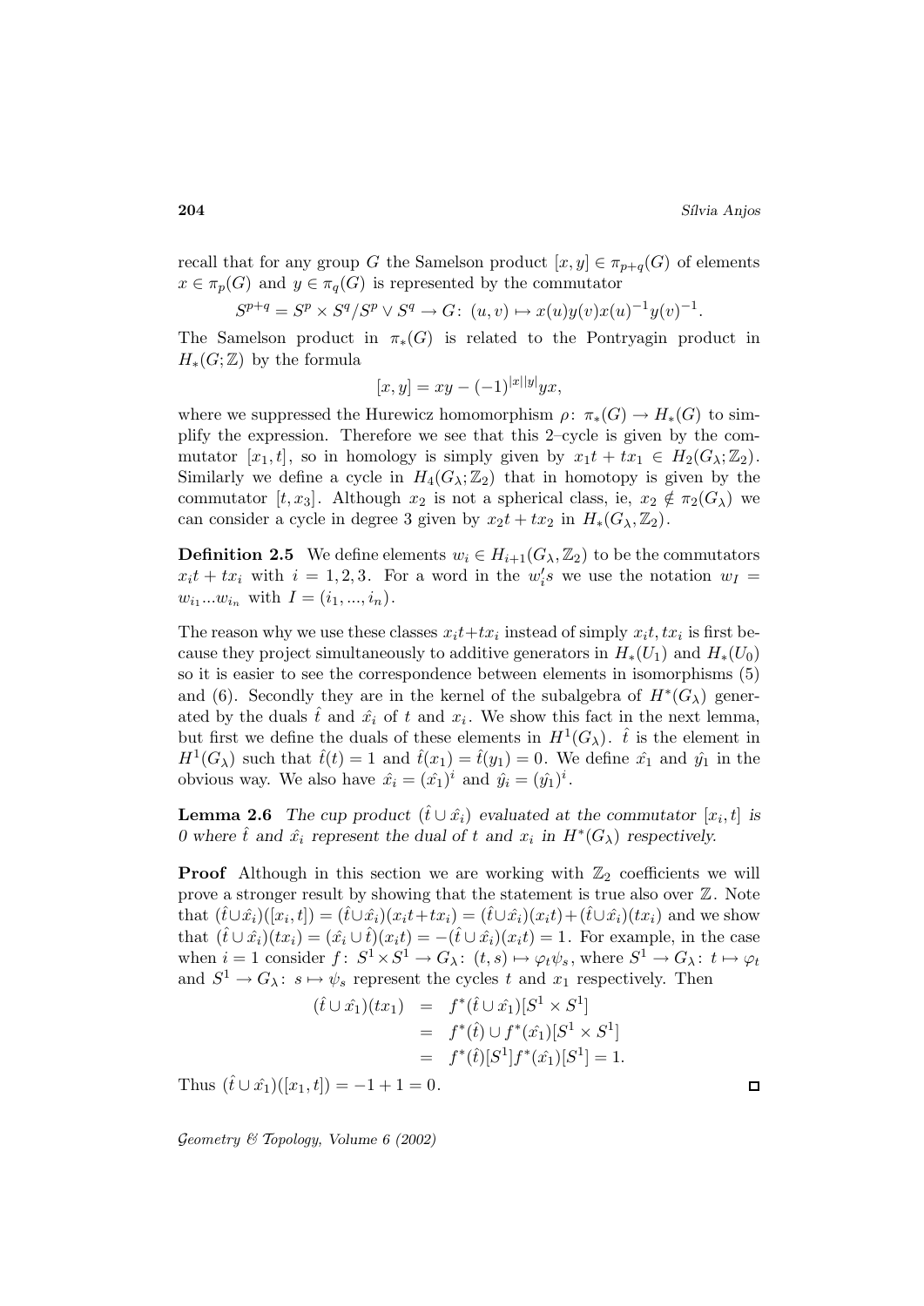recall that for any group $G$ the Samelson product $[x, y] \in \pi_{p+q}(G)$ of elements $x \in \pi_p(G)$ and $y \in \pi_q(G)$ is represented by the commutator

$$S^{p+q} = S^p \times S^q / S^p \vee S^q \to G\colon\ (u, v) \mapsto x(u)y(v)x(u)^{-1}y(v)^{-1}.$$

The Samelson product in $\pi_*(G)$ is related to the Pontryagin product in $H_*(G; \mathbb{Z})$ by the formula

$$[x, y] = xy - (-1)^{|x||y|} yx,$$

where we suppressed the Hurewicz homomorphism $\rho\colon\ \pi_*(G) \to H_*(G)$ to simplify the expression. Therefore we see that this 2–cycle is given by the commutator $[x_1, t]$, so in homology is simply given by $x_1 t + t x_1 \in H_2(G_\lambda; \mathbb{Z}_2)$. Similarly we define a cycle in $H_4(G_\lambda; \mathbb{Z}_2)$ that in homotopy is given by the commutator $[t, x_3]$. Although $x_2$ is not a spherical class, ie, $x_2 \notin \pi_2(G_\lambda)$ we can consider a cycle in degree 3 given by $x_2 t + t x_2$ in $H_*(G_\lambda, \mathbb{Z}_2)$.

**Definition 2.5** We define elements $w_i \in H_{i+1}(G_\lambda, \mathbb{Z}_2)$ to be the commutators $x_i t + t x_i$ with $i = 1, 2, 3$. For a word in the $w_i's$ we use the notation $w_I = w_{i_1} ... w_{i_n}$ with $I = (i_1, ..., i_n)$.

The reason why we use these classes $x_i t + t x_i$ instead of simply $x_i t, t x_i$ is first because they project simultaneously to additive generators in $H_*(U_1)$ and $H_*(U_0)$ so it is easier to see the correspondence between elements in isomorphisms (5) and (6). Secondly they are in the kernel of the subalgebra of $H^*(G_\lambda)$ generated by the duals $\hat{t}$ and $\hat{x_i}$ of $t$ and $x_i$. We show this fact in the next lemma, but first we define the duals of these elements in $H^1(G_\lambda)$. $\hat{t}$ is the element in $H^1(G_\lambda)$ such that $\hat{t}(t) = 1$ and $\hat{t}(x_1) = \hat{t}(y_1) = 0$. We define $\hat{x_1}$ and $\hat{y_1}$ in the obvious way. We also have $\hat{x_i} = (\hat{x_1})^i$ and $\hat{y_i} = (\hat{y_1})^i$.

**Lemma 2.6** *The cup product $(\hat{t} \cup \hat{x_i})$ evaluated at the commutator $[x_i, t]$ is 0 where $\hat{t}$ and $\hat{x_i}$ represent the dual of $t$ and $x_i$ in $H^*(G_\lambda)$ respectively.*

**Proof** Although in this section we are working with $\mathbb{Z}_2$ coefficients we will prove a stronger result by showing that the statement is true also over $\mathbb{Z}$. Note that $(\hat{t} \cup \hat{x_i})([x_i, t]) = (\hat{t} \cup \hat{x_i})(x_i t + t x_i) = (\hat{t} \cup \hat{x_i})(x_i t) + (\hat{t} \cup \hat{x_i})(t x_i)$ and we show that $(\hat{t} \cup \hat{x_i})(t x_i) = (\hat{x_i} \cup \hat{t})(x_i t) = -(\hat{t} \cup \hat{x_i})(x_i t) = 1$. For example, in the case when $i = 1$ consider $f\colon\ S^1 \times S^1 \to G_\lambda\colon\ (t, s) \mapsto \varphi_t \psi_s$, where $S^1 \to G_\lambda\colon\ t \mapsto \varphi_t$ and $S^1 \to G_\lambda\colon\ s \mapsto \psi_s$ represent the cycles $t$ and $x_1$ respectively. Then

$$\begin{aligned}
(\hat{t} \cup \hat{x_1})(t x_1) &= f^*(\hat{t} \cup \hat{x_1})[S^1 \times S^1] \\
&= f^*(\hat{t}) \cup f^*(\hat{x_1})[S^1 \times S^1] \\
&= f^*(\hat{t})[S^1] f^*(\hat{x_1})[S^1] = 1.
\end{aligned}$$

Thus $(\hat{t} \cup \hat{x_1})([x_1, t]) = -1 + 1 = 0$. ∎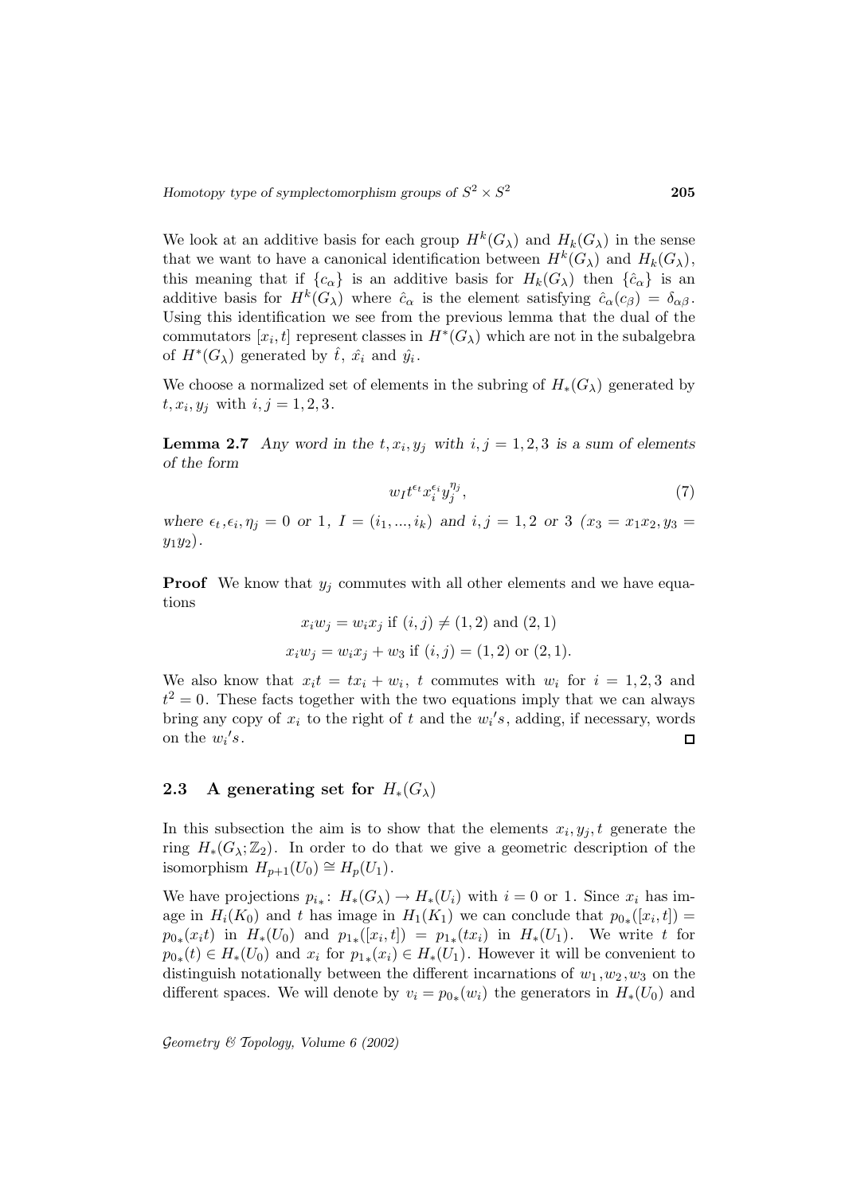We look at an additive basis for each group $H^k(G_\lambda)$ and $H_k(G_\lambda)$ in the sense that we want to have a canonical identification between $H^k(G_\lambda)$ and $H_k(G_\lambda)$, this meaning that if $\{c_\alpha\}$ is an additive basis for $H_k(G_\lambda)$ then $\{\hat{c}_\alpha\}$ is an additive basis for $H^k(G_\lambda)$ where $\hat{c}_\alpha$ is the element satisfying $\hat{c}_\alpha(c_\beta) = \delta_{\alpha\beta}$. Using this identification we see from the previous lemma that the dual of the commutators $[x_i, t]$ represent classes in $H^*(G_\lambda)$ which are not in the subalgebra of $H^*(G_\lambda)$ generated by $\hat{t}$, $\hat{x_i}$ and $\hat{y_i}$.

We choose a normalized set of elements in the subring of $H_*(G_\lambda)$ generated by $t, x_i, y_j$ with $i,j = 1,2,3$.

**Lemma 2.7** *Any word in the $t, x_i, y_j$ with $i,j = 1,2,3$ is a sum of elements of the form*

$$w_I t^{\epsilon_t} x_i^{\epsilon_i} y_j^{\eta_j}, \tag{7}$$

*where $\epsilon_t, \epsilon_i, \eta_j = 0$ or $1$, $I = (i_1, ..., i_k)$ and $i,j = 1,2$ or $3$ ($x_3 = x_1x_2, y_3 = y_1y_2$).*

**Proof** We know that $y_j$ commutes with all other elements and we have equations

$$x_i w_j = w_i x_j \text{ if } (i,j) \neq (1,2) \text{ and } (2,1)$$

$$x_i w_j = w_i x_j + w_3 \text{ if } (i,j) = (1,2) \text{ or } (2,1).$$

We also know that $x_i t = t x_i + w_i$, $t$ commutes with $w_i$ for $i = 1,2,3$ and $t^2 = 0$. These facts together with the two equations imply that we can always bring any copy of $x_i$ to the right of $t$ and the $w_i's$, adding, if necessary, words on the $w_i's$. $\square$

## 2.3 A generating set for $H_*(G_\lambda)$

In this subsection the aim is to show that the elements $x_i, y_j, t$ generate the ring $H_*(G_\lambda; \mathbb{Z}_2)$. In order to do that we give a geometric description of the isomorphism $H_{p+1}(U_0) \cong H_p(U_1)$.

We have projections $p_{i*}\colon H_*(G_\lambda) \to H_*(U_i)$ with $i = 0$ or $1$. Since $x_i$ has image in $H_i(K_0)$ and $t$ has image in $H_1(K_1)$ we can conclude that $p_{0*}([x_i, t]) = p_{0*}(x_i t)$ in $H_*(U_0)$ and $p_{1*}([x_i, t]) = p_{1*}(t x_i)$ in $H_*(U_1)$. We write $t$ for $p_{0*}(t) \in H_*(U_0)$ and $x_i$ for $p_{1*}(x_i) \in H_*(U_1)$. However it will be convenient to distinguish notationally between the different incarnations of $w_1, w_2, w_3$ on the different spaces. We will denote by $v_i = p_{0*}(w_i)$ the generators in $H_*(U_0)$ and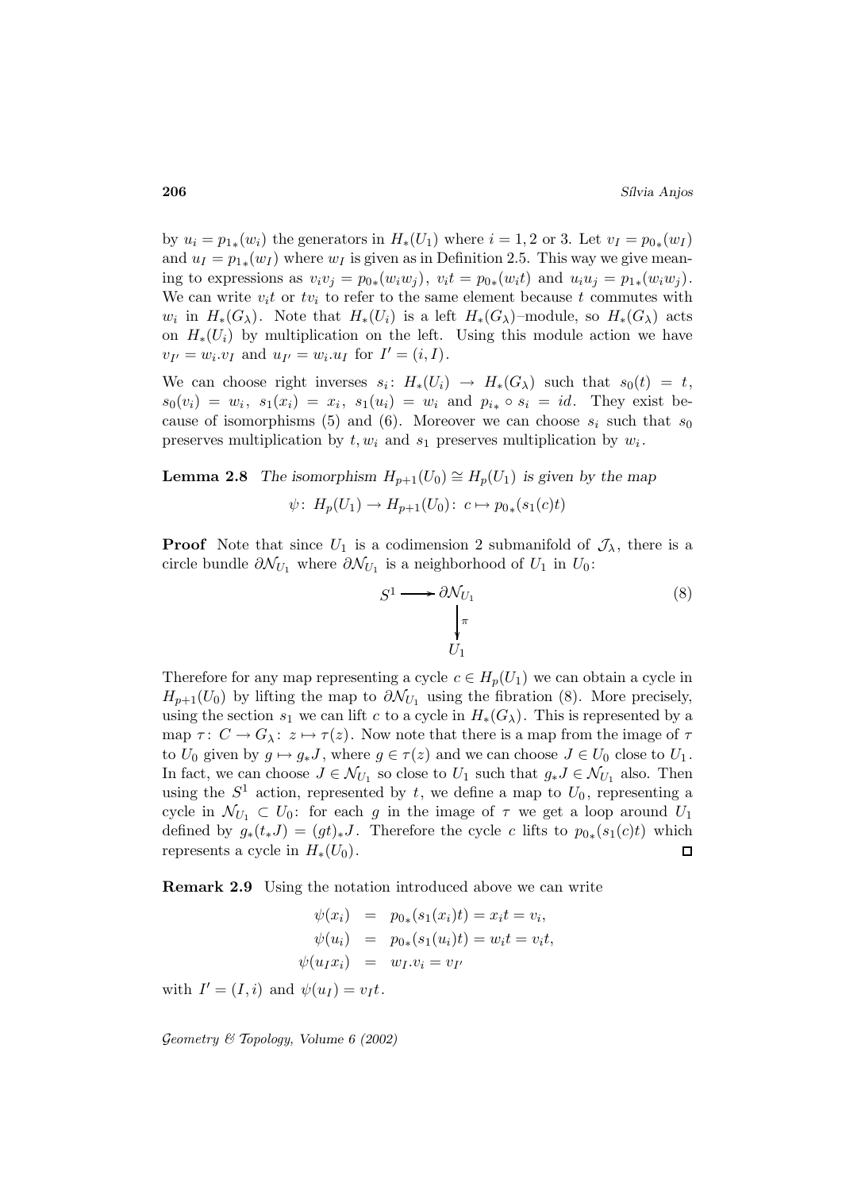by $u_i = p_{1*}(w_i)$ the generators in $H_*(U_1)$ where $i = 1, 2$ or 3. Let $v_I = p_{0*}(w_I)$ and $u_I = p_{1*}(w_I)$ where $w_I$ is given as in Definition 2.5. This way we give meaning to expressions as $v_i v_j = p_{0*}(w_i w_j)$, $v_i t = p_{0*}(w_i t)$ and $u_i u_j = p_{1*}(w_i w_j)$. We can write $v_i t$ or $t v_i$ to refer to the same element because $t$ commutes with $w_i$ in $H_*(G_\lambda)$. Note that $H_*(U_i)$ is a left $H_*(G_\lambda)$–module, so $H_*(G_\lambda)$ acts on $H_*(U_i)$ by multiplication on the left. Using this module action we have $v_{I'} = w_i.v_I$ and $u_{I'} = w_i.u_I$ for $I' = (i, I)$.

We can choose right inverses $s_i\colon H_*(U_i) \to H_*(G_\lambda)$ such that $s_0(t) = t$, $s_0(v_i) = w_i$, $s_1(x_i) = x_i$, $s_1(u_i) = w_i$ and $p_{i*} \circ s_i = id$. They exist because of isomorphisms (5) and (6). Moreover we can choose $s_i$ such that $s_0$ preserves multiplication by $t, w_i$ and $s_1$ preserves multiplication by $w_i$.

**Lemma 2.8** *The isomorphism $H_{p+1}(U_0) \cong H_p(U_1)$ is given by the map*

$$\psi\colon H_p(U_1) \to H_{p+1}(U_0)\colon c \mapsto p_{0*}(s_1(c)t)$$

**Proof** Note that since $U_1$ is a codimension 2 submanifold of $\mathcal{J}_\lambda$, there is a circle bundle $\partial\mathcal{N}_{U_1}$ where $\partial\mathcal{N}_{U_1}$ is a neighborhood of $U_1$ in $U_0$:

$$\begin{array}{ccc} S^1 & \longrightarrow & \partial\mathcal{N}_{U_1} \\ & & \big\downarrow \pi \\ & & U_1 \end{array} \tag{8}$$

Therefore for any map representing a cycle $c \in H_p(U_1)$ we can obtain a cycle in $H_{p+1}(U_0)$ by lifting the map to $\partial\mathcal{N}_{U_1}$ using the fibration (8). More precisely, using the section $s_1$ we can lift $c$ to a cycle in $H_*(G_\lambda)$. This is represented by a map $\tau\colon C \to G_\lambda\colon z \mapsto \tau(z)$. Now note that there is a map from the image of $\tau$ to $U_0$ given by $g \mapsto g_*J$, where $g \in \tau(z)$ and we can choose $J \in U_0$ close to $U_1$. In fact, we can choose $J \in \mathcal{N}_{U_1}$ so close to $U_1$ such that $g_*J \in \mathcal{N}_{U_1}$ also. Then using the $S^1$ action, represented by $t$, we define a map to $U_0$, representing a cycle in $\mathcal{N}_{U_1} \subset U_0$: for each $g$ in the image of $\tau$ we get a loop around $U_1$ defined by $g_*(t_*J) = (gt)_*J$. Therefore the cycle $c$ lifts to $p_{0*}(s_1(c)t)$ which represents a cycle in $H_*(U_0)$. □

**Remark 2.9** Using the notation introduced above we can write

$$\begin{aligned} \psi(x_i) &= p_{0*}(s_1(x_i)t) = x_i t = v_i, \\ \psi(u_i) &= p_{0*}(s_1(u_i)t) = w_i t = v_i t, \\ \psi(u_I x_i) &= w_I.v_i = v_{I'} \end{aligned}$$

with $I' = (I, i)$ and $\psi(u_I) = v_I t$.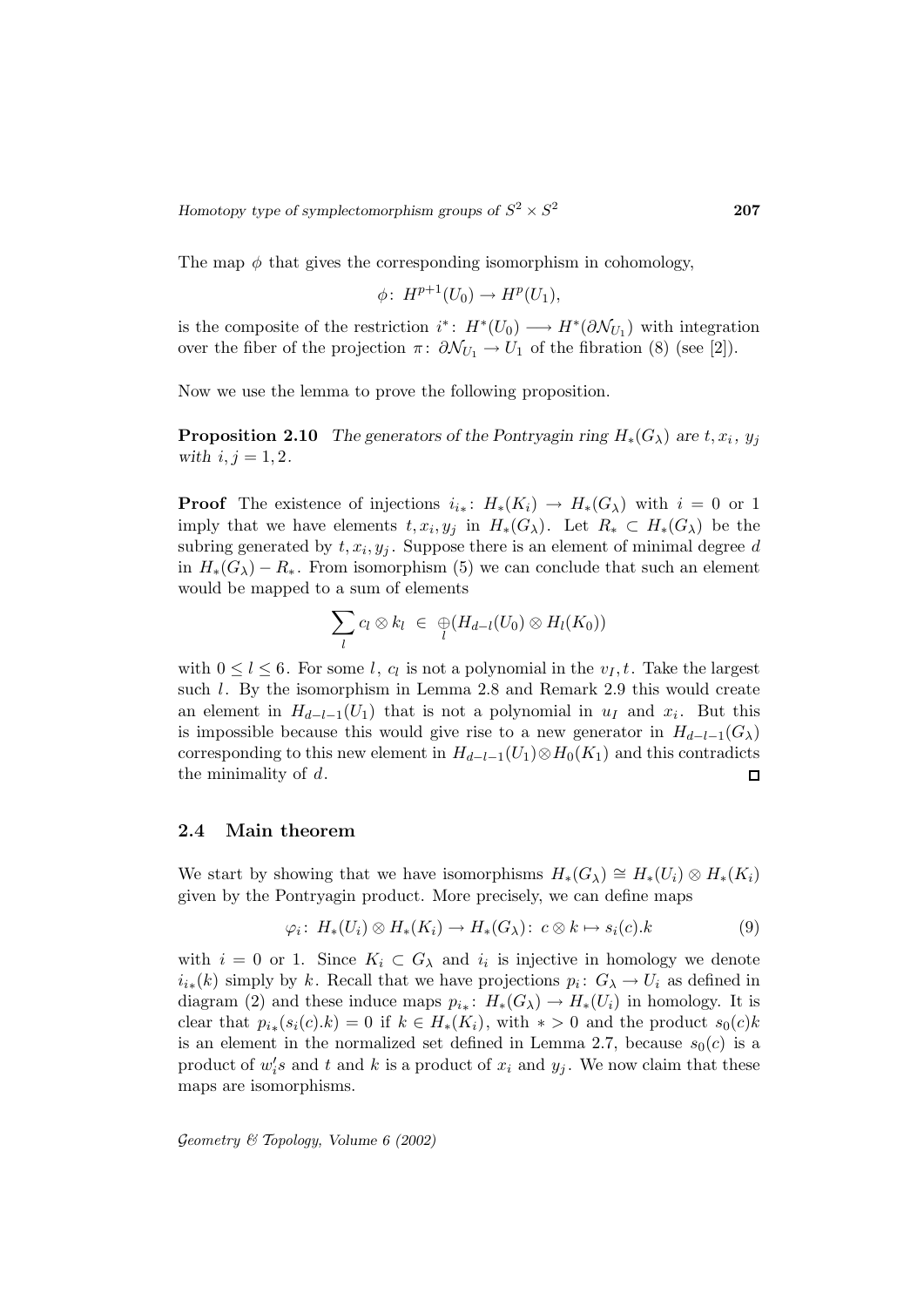The map $\phi$ that gives the corresponding isomorphism in cohomology,

$$\phi\colon\ H^{p+1}(U_0) \to H^p(U_1),$$

is the composite of the restriction $i^*\colon\ H^*(U_0) \longrightarrow H^*(\partial\mathcal{N}_{U_1})$ with integration over the fiber of the projection $\pi\colon\ \partial\mathcal{N}_{U_1} \to U_1$ of the fibration (8) (see [2]).

Now we use the lemma to prove the following proposition.

**Proposition 2.10** *The generators of the Pontryagin ring $H_*(G_\lambda)$ are $t, x_i, y_j$ with $i, j = 1, 2$.*

**Proof** The existence of injections $i_{i*}\colon\ H_*(K_i) \to H_*(G_\lambda)$ with $i = 0$ or $1$ imply that we have elements $t, x_i, y_j$ in $H_*(G_\lambda)$. Let $R_* \subset H_*(G_\lambda)$ be the subring generated by $t, x_i, y_j$. Suppose there is an element of minimal degree $d$ in $H_*(G_\lambda) - R_*$. From isomorphism (5) we can conclude that such an element would be mapped to a sum of elements

$$\sum_l c_l \otimes k_l \ \in\ \underset{l}{\oplus}(H_{d-l}(U_0) \otimes H_l(K_0))$$

with $0 \leq l \leq 6$. For some $l$, $c_l$ is not a polynomial in the $v_I, t$. Take the largest such $l$. By the isomorphism in Lemma 2.8 and Remark 2.9 this would create an element in $H_{d-l-1}(U_1)$ that is not a polynomial in $u_I$ and $x_i$. But this is impossible because this would give rise to a new generator in $H_{d-l-1}(G_\lambda)$ corresponding to this new element in $H_{d-l-1}(U_1) \otimes H_0(K_1)$ and this contradicts the minimality of $d$. □

## 2.4 Main theorem

We start by showing that we have isomorphisms $H_*(G_\lambda) \cong H_*(U_i) \otimes H_*(K_i)$ given by the Pontryagin product. More precisely, we can define maps

$$\varphi_i\colon\ H_*(U_i) \otimes H_*(K_i) \to H_*(G_\lambda)\colon\ c \otimes k \mapsto s_i(c).k \tag{9}$$

with $i = 0$ or $1$. Since $K_i \subset G_\lambda$ and $i_i$ is injective in homology we denote $i_{i*}(k)$ simply by $k$. Recall that we have projections $p_i\colon\ G_\lambda \to U_i$ as defined in diagram (2) and these induce maps $p_{i*}\colon\ H_*(G_\lambda) \to H_*(U_i)$ in homology. It is clear that $p_{i*}(s_i(c).k) = 0$ if $k \in H_*(K_i)$, with $* > 0$ and the product $s_0(c)k$ is an element in the normalized set defined in Lemma 2.7, because $s_0(c)$ is a product of $w_i's$ and $t$ and $k$ is a product of $x_i$ and $y_j$. We now claim that these maps are isomorphisms.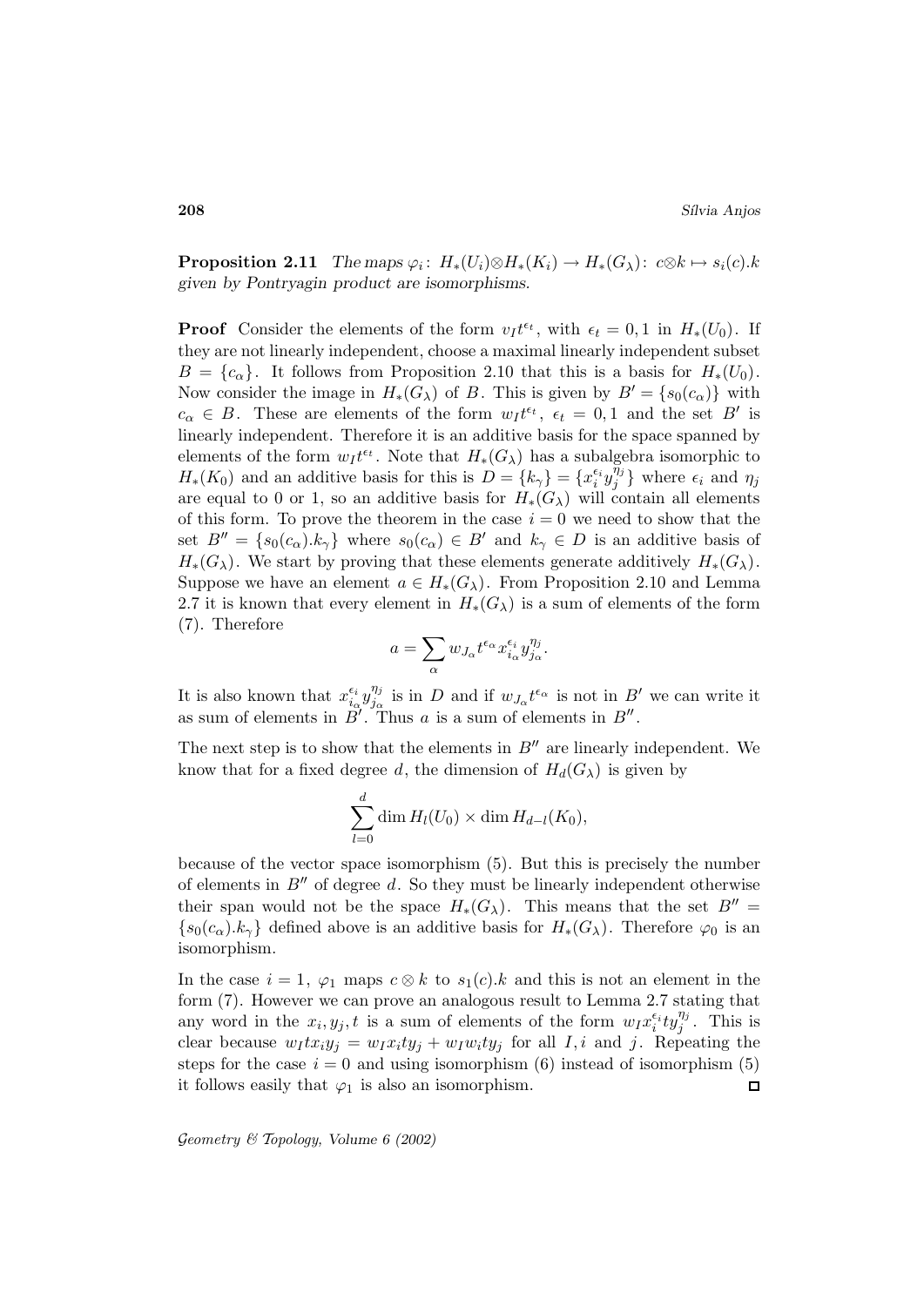**Proposition 2.11** *The maps $\varphi_i\colon H_*(U_i)\otimes H_*(K_i) \to H_*(G_\lambda)\colon c\otimes k \mapsto s_i(c).k$ given by Pontryagin product are isomorphisms.*

**Proof** Consider the elements of the form $v_I t^{\epsilon_t}$, with $\epsilon_t = 0, 1$ in $H_*(U_0)$. If they are not linearly independent, choose a maximal linearly independent subset $B = \{c_\alpha\}$. It follows from Proposition 2.10 that this is a basis for $H_*(U_0)$. Now consider the image in $H_*(G_\lambda)$ of $B$. This is given by $B' = \{s_0(c_\alpha)\}$ with $c_\alpha \in B$. These are elements of the form $w_I t^{\epsilon_t}$, $\epsilon_t = 0, 1$ and the set $B'$ is linearly independent. Therefore it is an additive basis for the space spanned by elements of the form $w_I t^{\epsilon_t}$. Note that $H_*(G_\lambda)$ has a subalgebra isomorphic to $H_*(K_0)$ and an additive basis for this is $D = \{k_\gamma\} = \{x_i^{\epsilon_i} y_j^{\eta_j}\}$ where $\epsilon_i$ and $\eta_j$ are equal to 0 or 1, so an additive basis for $H_*(G_\lambda)$ will contain all elements of this form. To prove the theorem in the case $i = 0$ we need to show that the set $B'' = \{s_0(c_\alpha).k_\gamma\}$ where $s_0(c_\alpha) \in B'$ and $k_\gamma \in D$ is an additive basis of $H_*(G_\lambda)$. We start by proving that these elements generate additively $H_*(G_\lambda)$. Suppose we have an element $a \in H_*(G_\lambda)$. From Proposition 2.10 and Lemma 2.7 it is known that every element in $H_*(G_\lambda)$ is a sum of elements of the form (7). Therefore

$$a = \sum_\alpha w_{J_\alpha} t^{\epsilon_\alpha} x_{i_\alpha}^{\epsilon_i} y_{j_\alpha}^{\eta_j}.$$

It is also known that $x_{i_\alpha}^{\epsilon_i} y_{j_\alpha}^{\eta_j}$ is in $D$ and if $w_{J_\alpha} t^{\epsilon_\alpha}$ is not in $B'$ we can write it as sum of elements in $B'$. Thus $a$ is a sum of elements in $B''$.

The next step is to show that the elements in $B''$ are linearly independent. We know that for a fixed degree $d$, the dimension of $H_d(G_\lambda)$ is given by

$$\sum_{l=0}^{d} \dim H_l(U_0) \times \dim H_{d-l}(K_0),$$

because of the vector space isomorphism (5). But this is precisely the number of elements in $B''$ of degree $d$. So they must be linearly independent otherwise their span would not be the space $H_*(G_\lambda)$. This means that the set $B'' = \{s_0(c_\alpha).k_\gamma\}$ defined above is an additive basis for $H_*(G_\lambda)$. Therefore $\varphi_0$ is an isomorphism.

In the case $i = 1$, $\varphi_1$ maps $c \otimes k$ to $s_1(c).k$ and this is not an element in the form (7). However we can prove an analogous result to Lemma 2.7 stating that any word in the $x_i, y_j, t$ is a sum of elements of the form $w_I x_i^{\epsilon_i} t y_j^{\eta_j}$. This is clear because $w_I t x_i y_j = w_I x_i t y_j + w_I w_i t y_j$ for all $I, i$ and $j$. Repeating the steps for the case $i = 0$ and using isomorphism (6) instead of isomorphism (5) it follows easily that $\varphi_1$ is also an isomorphism. □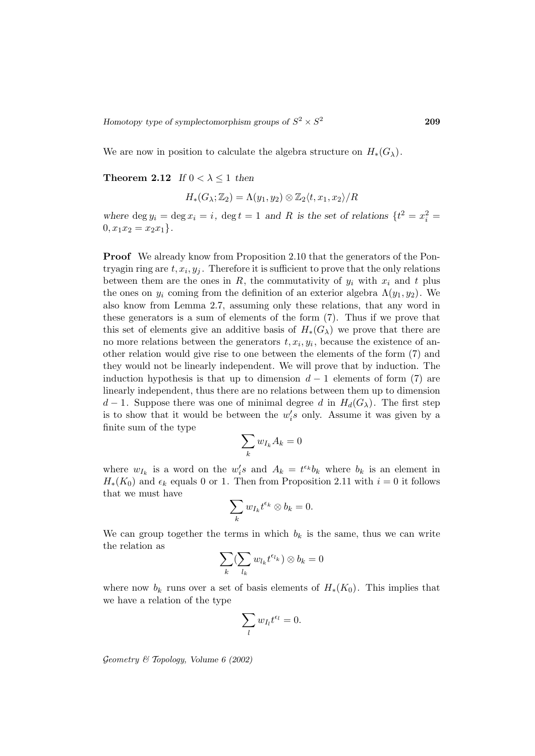We are now in position to calculate the algebra structure on $H_*(G_\lambda)$.

**Theorem 2.12** *If $0 < \lambda \leq 1$ then*

$$H_*(G_\lambda; \mathbb{Z}_2) = \Lambda(y_1, y_2) \otimes \mathbb{Z}_2\langle t, x_1, x_2\rangle / R$$

*where $\deg y_i = \deg x_i = i$, $\deg t = 1$ and $R$ is the set of relations $\{t^2 = x_i^2 = 0, x_1 x_2 = x_2 x_1\}$.*

**Proof** We already know from Proposition 2.10 that the generators of the Pontryagin ring are $t, x_i, y_j$. Therefore it is sufficient to prove that the only relations between them are the ones in $R$, the commutativity of $y_i$ with $x_i$ and $t$ plus the ones on $y_i$ coming from the definition of an exterior algebra $\Lambda(y_1, y_2)$. We also know from Lemma 2.7, assuming only these relations, that any word in these generators is a sum of elements of the form (7). Thus if we prove that this set of elements give an additive basis of $H_*(G_\lambda)$ we prove that there are no more relations between the generators $t, x_i, y_i$, because the existence of another relation would give rise to one between the elements of the form (7) and they would not be linearly independent. We will prove that by induction. The induction hypothesis is that up to dimension $d-1$ elements of form (7) are linearly independent, thus there are no relations between them up to dimension $d-1$. Suppose there was one of minimal degree $d$ in $H_d(G_\lambda)$. The first step is to show that it would be between the $w_i' s$ only. Assume it was given by a finite sum of the type

$$\sum_k w_{I_k} A_k = 0$$

where $w_{I_k}$ is a word on the $w_i' s$ and $A_k = t^{\epsilon_k} b_k$ where $b_k$ is an element in $H_*(K_0)$ and $\epsilon_k$ equals 0 or 1. Then from Proposition 2.11 with $i = 0$ it follows that we must have

$$\sum_k w_{I_k} t^{\epsilon_k} \otimes b_k = 0.$$

We can group together the terms in which $b_k$ is the same, thus we can write the relation as

$$\sum_k \Big(\sum_{l_k} w_{l_k} t^{\epsilon_{l_k}}\Big) \otimes b_k = 0$$

where now $b_k$ runs over a set of basis elements of $H_*(K_0)$. This implies that we have a relation of the type

$$\sum_l w_{I_l} t^{\epsilon_l} = 0.$$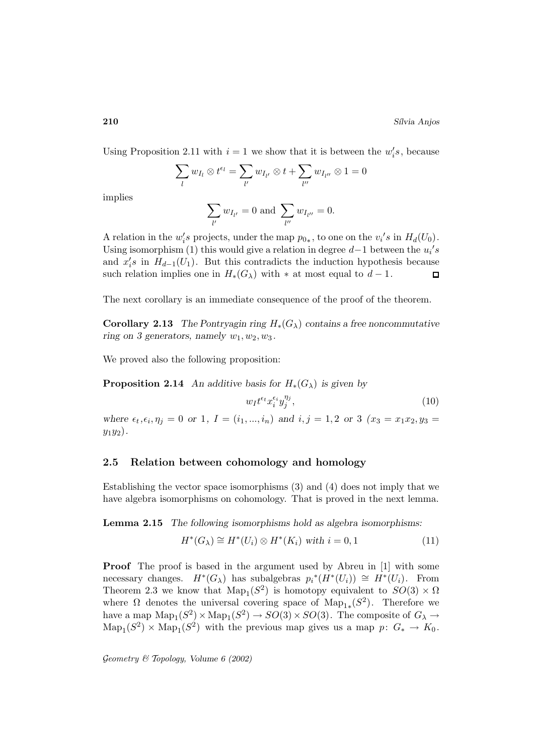Using Proposition 2.11 with $i = 1$ we show that it is between the $w_i's$, because

$$\sum_{l} w_{I_l} \otimes t^{\epsilon_l} = \sum_{l'} w_{I_{l'}} \otimes t + \sum_{l''} w_{I_{l''}} \otimes 1 = 0$$

implies

$$\sum_{l'} w_{I_{l'}} = 0 \text{ and } \sum_{l''} w_{I_{l''}} = 0.$$

A relation in the $w_i's$ projects, under the map $p_{0*}$, to one on the $v_i{}'s$ in $H_d(U_0)$. Using isomorphism (1) this would give a relation in degree $d-1$ between the $u_i{}'s$ and $x_i's$ in $H_{d-1}(U_1)$. But this contradicts the induction hypothesis because such relation implies one in $H_*(G_\lambda)$ with $*$ at most equal to $d-1$. □

The next corollary is an immediate consequence of the proof of the theorem.

**Corollary 2.13** *The Pontryagin ring $H_*(G_\lambda)$ contains a free noncommutative ring on 3 generators, namely $w_1, w_2, w_3$.*

We proved also the following proposition:

**Proposition 2.14** *An additive basis for $H_*(G_\lambda)$ is given by*

$$w_I t^{\epsilon_t} x_i^{\epsilon_i} y_j^{\eta_j}, \tag{10}$$

*where $\epsilon_t, \epsilon_i, \eta_j = 0$ or $1$, $I = (i_1, ..., i_n)$ and $i, j = 1, 2$ or $3$ ($x_3 = x_1 x_2, y_3 = y_1 y_2$).*

## 2.5 Relation between cohomology and homology

Establishing the vector space isomorphisms (3) and (4) does not imply that we have algebra isomorphisms on cohomology. That is proved in the next lemma.

**Lemma 2.15** *The following isomorphisms hold as algebra isomorphisms:*

$$H^*(G_\lambda) \cong H^*(U_i) \otimes H^*(K_i) \text{ with } i = 0, 1 \tag{11}$$

**Proof** The proof is based in the argument used by Abreu in [1] with some necessary changes. $H^*(G_\lambda)$ has subalgebras $p_i{}^*(H^*(U_i)) \cong H^*(U_i)$. From Theorem 2.3 we know that $\mathrm{Map}_1(S^2)$ is homotopy equivalent to $SO(3) \times \Omega$ where $\Omega$ denotes the universal covering space of $\mathrm{Map}_{1*}(S^2)$. Therefore we have a map $\mathrm{Map}_1(S^2) \times \mathrm{Map}_1(S^2) \to SO(3) \times SO(3)$. The composite of $G_\lambda \to \mathrm{Map}_1(S^2) \times \mathrm{Map}_1(S^2)$ with the previous map gives us a map $p\colon G_* \to K_0$.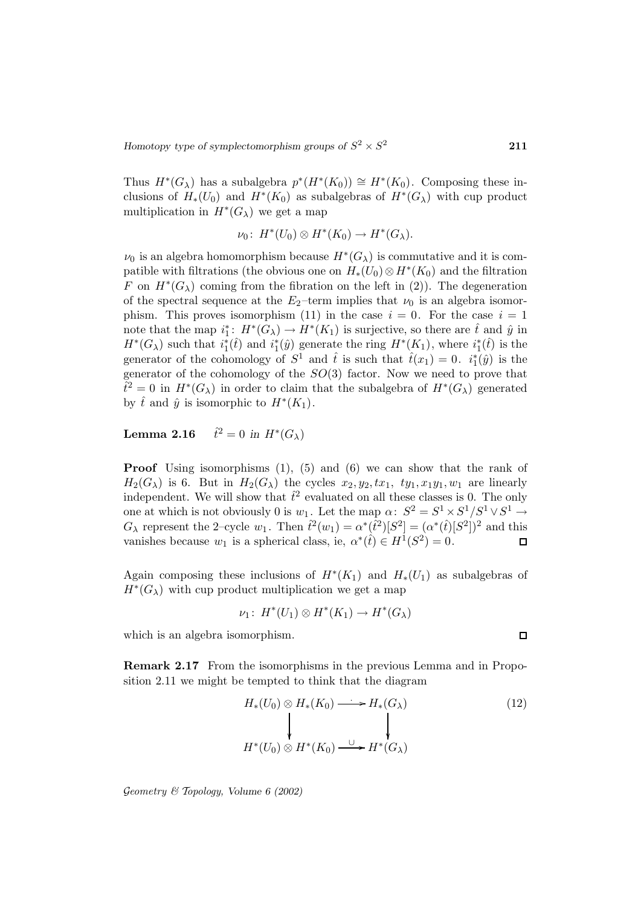Thus $H^*(G_\lambda)$ has a subalgebra $p^*(H^*(K_0)) \cong H^*(K_0)$. Composing these inclusions of $H_*(U_0)$ and $H^*(K_0)$ as subalgebras of $H^*(G_\lambda)$ with cup product multiplication in $H^*(G_\lambda)$ we get a map

$$\nu_0\colon H^*(U_0) \otimes H^*(K_0) \to H^*(G_\lambda).$$

$\nu_0$ is an algebra homomorphism because $H^*(G_\lambda)$ is commutative and it is compatible with filtrations (the obvious one on $H_*(U_0) \otimes H^*(K_0)$ and the filtration $F$ on $H^*(G_\lambda)$ coming from the fibration on the left in (2)). The degeneration of the spectral sequence at the $E_2$–term implies that $\nu_0$ is an algebra isomorphism. This proves isomorphism (11) in the case $i = 0$. For the case $i = 1$ note that the map $i_1^*\colon H^*(G_\lambda) \to H^*(K_1)$ is surjective, so there are $\hat{t}$ and $\hat{y}$ in $H^*(G_\lambda)$ such that $i_1^*(\hat{t})$ and $i_1^*(\hat{y})$ generate the ring $H^*(K_1)$, where $i_1^*(\hat{t})$ is the generator of the cohomology of $S^1$ and $\hat{t}$ is such that $\hat{t}(x_1) = 0$. $i_1^*(\hat{y})$ is the generator of the cohomology of the $SO(3)$ factor. Now we need to prove that $\hat{t}^2 = 0$ in $H^*(G_\lambda)$ in order to claim that the subalgebra of $H^*(G_\lambda)$ generated by $\hat{t}$ and $\hat{y}$ is isomorphic to $H^*(K_1)$.

**Lemma 2.16** $\hat{t}^2 = 0$ *in* $H^*(G_\lambda)$

**Proof** Using isomorphisms (1), (5) and (6) we can show that the rank of $H_2(G_\lambda)$ is 6. But in $H_2(G_\lambda)$ the cycles $x_2, y_2, tx_1, ty_1, x_1y_1, w_1$ are linearly independent. We will show that $\hat{t}^2$ evaluated on all these classes is 0. The only one at which is not obviously 0 is $w_1$. Let the map $\alpha\colon S^2 = S^1 \times S^1/S^1 \vee S^1 \to G_\lambda$ represent the 2–cycle $w_1$. Then $\hat{t}^2(w_1) = \alpha^*(\hat{t}^2)[S^2] = (\alpha^*(\hat{t})[S^2])^2$ and this vanishes because $w_1$ is a spherical class, ie, $\alpha^*(\hat{t}) \in H^1(S^2) = 0$. $\square$

Again composing these inclusions of $H^*(K_1)$ and $H_*(U_1)$ as subalgebras of $H^*(G_\lambda)$ with cup product multiplication we get a map

$$\nu_1\colon H^*(U_1) \otimes H^*(K_1) \to H^*(G_\lambda)$$

which is an algebra isomorphism. $\square$

**Remark 2.17** From the isomorphisms in the previous Lemma and in Proposition 2.11 we might be tempted to think that the diagram

$$\begin{array}{ccc} H_*(U_0) \otimes H_*(K_0) & \xrightarrow{\ \cdot\ } & H_*(G_\lambda) \\ \big\downarrow & & \big\downarrow \\ H^*(U_0) \otimes H^*(K_0) & \xrightarrow{\ \cup\ } & H^*(G_\lambda) \end{array} \tag{12}$$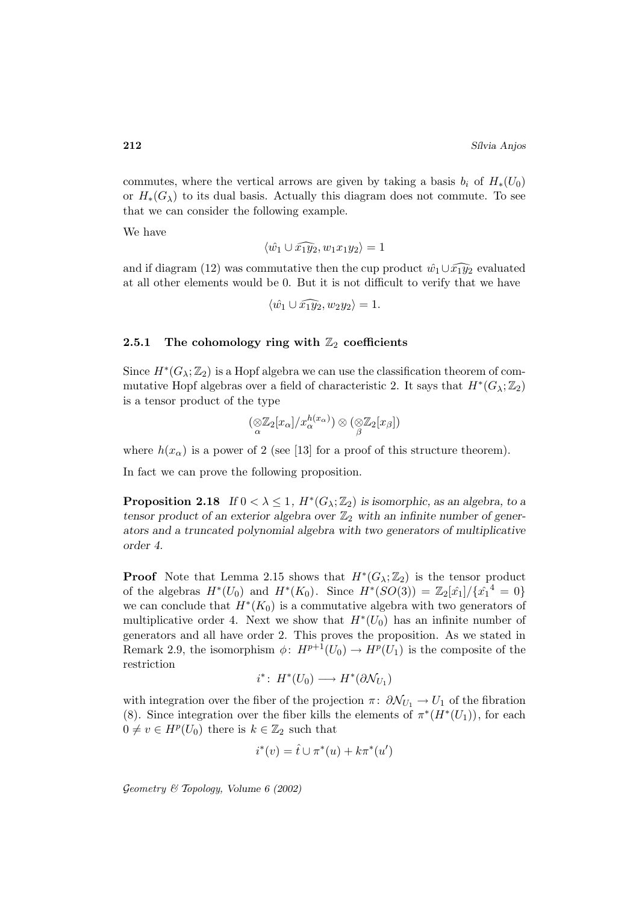commutes, where the vertical arrows are given by taking a basis $b_i$ of $H_*(U_0)$ or $H_*(G_\lambda)$ to its dual basis. Actually this diagram does not commute. To see that we can consider the following example.

We have

$$\langle \hat{w_1} \cup \widehat{x_1 y_2}, w_1 x_1 y_2 \rangle = 1$$

and if diagram (12) was commutative then the cup product $\hat{w_1} \cup \widehat{x_1 y_2}$ evaluated at all other elements would be 0. But it is not difficult to verify that we have

$$\langle \hat{w_1} \cup \widehat{x_1 y_2}, w_2 y_2 \rangle = 1.$$

### 2.5.1 The cohomology ring with $\mathbb{Z}_2$ coefficients

Since $H^*(G_\lambda; \mathbb{Z}_2)$ is a Hopf algebra we can use the classification theorem of commutative Hopf algebras over a field of characteristic 2. It says that $H^*(G_\lambda; \mathbb{Z}_2)$ is a tensor product of the type

$$(\underset{\alpha}{\otimes} \mathbb{Z}_2[x_\alpha]/x_\alpha^{h(x_\alpha)}) \otimes (\underset{\beta}{\otimes} \mathbb{Z}_2[x_\beta])$$

where $h(x_\alpha)$ is a power of 2 (see [13] for a proof of this structure theorem).

In fact we can prove the following proposition.

**Proposition 2.18** *If $0 < \lambda \leq 1$, $H^*(G_\lambda; \mathbb{Z}_2)$ is isomorphic, as an algebra, to a tensor product of an exterior algebra over $\mathbb{Z}_2$ with an infinite number of generators and a truncated polynomial algebra with two generators of multiplicative order 4.*

**Proof** Note that Lemma 2.15 shows that $H^*(G_\lambda; \mathbb{Z}_2)$ is the tensor product of the algebras $H^*(U_0)$ and $H^*(K_0)$. Since $H^*(SO(3)) = \mathbb{Z}_2[\hat{x_1}]/\{\hat{x_1}^4 = 0\}$ we can conclude that $H^*(K_0)$ is a commutative algebra with two generators of multiplicative order 4. Next we show that $H^*(U_0)$ has an infinite number of generators and all have order 2. This proves the proposition. As we stated in Remark 2.9, the isomorphism $\phi\colon H^{p+1}(U_0) \to H^p(U_1)$ is the composite of the restriction

$$i^*\colon H^*(U_0) \longrightarrow H^*(\partial \mathcal{N}_{U_1})$$

with integration over the fiber of the projection $\pi\colon \partial\mathcal{N}_{U_1} \to U_1$ of the fibration (8). Since integration over the fiber kills the elements of $\pi^*(H^*(U_1))$, for each $0 \neq v \in H^p(U_0)$ there is $k \in \mathbb{Z}_2$ such that

$$i^*(v) = \hat{t} \cup \pi^*(u) + k\pi^*(u')$$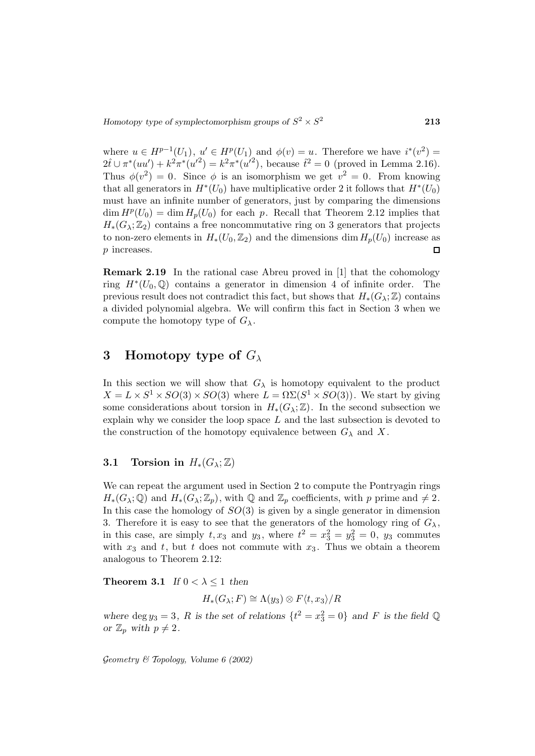where $u \in H^{p-1}(U_1)$, $u' \in H^p(U_1)$ and $\phi(v) = u$. Therefore we have $i^*(v^2) = 2\hat{t} \cup \pi^*(uu') + k^2\pi^*(u'^2) = k^2\pi^*(u'^2)$, because $\hat{t}^2 = 0$ (proved in Lemma 2.16). Thus $\phi(v^2) = 0$. Since $\phi$ is an isomorphism we get $v^2 = 0$. From knowing that all generators in $H^*(U_0)$ have multiplicative order 2 it follows that $H^*(U_0)$ must have an infinite number of generators, just by comparing the dimensions $\dim H^p(U_0) = \dim H_p(U_0)$ for each $p$. Recall that Theorem 2.12 implies that $H_*(G_\lambda; \mathbb{Z}_2)$ contains a free noncommutative ring on 3 generators that projects to non-zero elements in $H_*(U_0, \mathbb{Z}_2)$ and the dimensions $\dim H_p(U_0)$ increase as $p$ increases. □

**Remark 2.19** In the rational case Abreu proved in [1] that the cohomology ring $H^*(U_0, \mathbb{Q})$ contains a generator in dimension 4 of infinite order. The previous result does not contradict this fact, but shows that $H_*(G_\lambda; \mathbb{Z})$ contains a divided polynomial algebra. We will confirm this fact in Section 3 when we compute the homotopy type of $G_\lambda$.

# 3 Homotopy type of $G_\lambda$

In this section we will show that $G_\lambda$ is homotopy equivalent to the product $X = L \times S^1 \times SO(3) \times SO(3)$ where $L = \Omega\Sigma(S^1 \times SO(3))$. We start by giving some considerations about torsion in $H_*(G_\lambda; \mathbb{Z})$. In the second subsection we explain why we consider the loop space $L$ and the last subsection is devoted to the construction of the homotopy equivalence between $G_\lambda$ and $X$.

## 3.1 Torsion in $H_*(G_\lambda; \mathbb{Z})$

We can repeat the argument used in Section 2 to compute the Pontryagin rings $H_*(G_\lambda; \mathbb{Q})$ and $H_*(G_\lambda; \mathbb{Z}_p)$, with $\mathbb{Q}$ and $\mathbb{Z}_p$ coefficients, with $p$ prime and $\neq 2$. In this case the homology of $SO(3)$ is given by a single generator in dimension 3. Therefore it is easy to see that the generators of the homology ring of $G_\lambda$, in this case, are simply $t, x_3$ and $y_3$, where $t^2 = x_3^2 = y_3^2 = 0$, $y_3$ commutes with $x_3$ and $t$, but $t$ does not commute with $x_3$. Thus we obtain a theorem analogous to Theorem 2.12:

**Theorem 3.1** *If $0 < \lambda \leq 1$ then*

$$H_*(G_\lambda; F) \cong \Lambda(y_3) \otimes F\langle t, x_3 \rangle / R$$

*where $\deg y_3 = 3$, $R$ is the set of relations $\{t^2 = x_3^2 = 0\}$ and $F$ is the field $\mathbb{Q}$ or $\mathbb{Z}_p$ with $p \neq 2$.*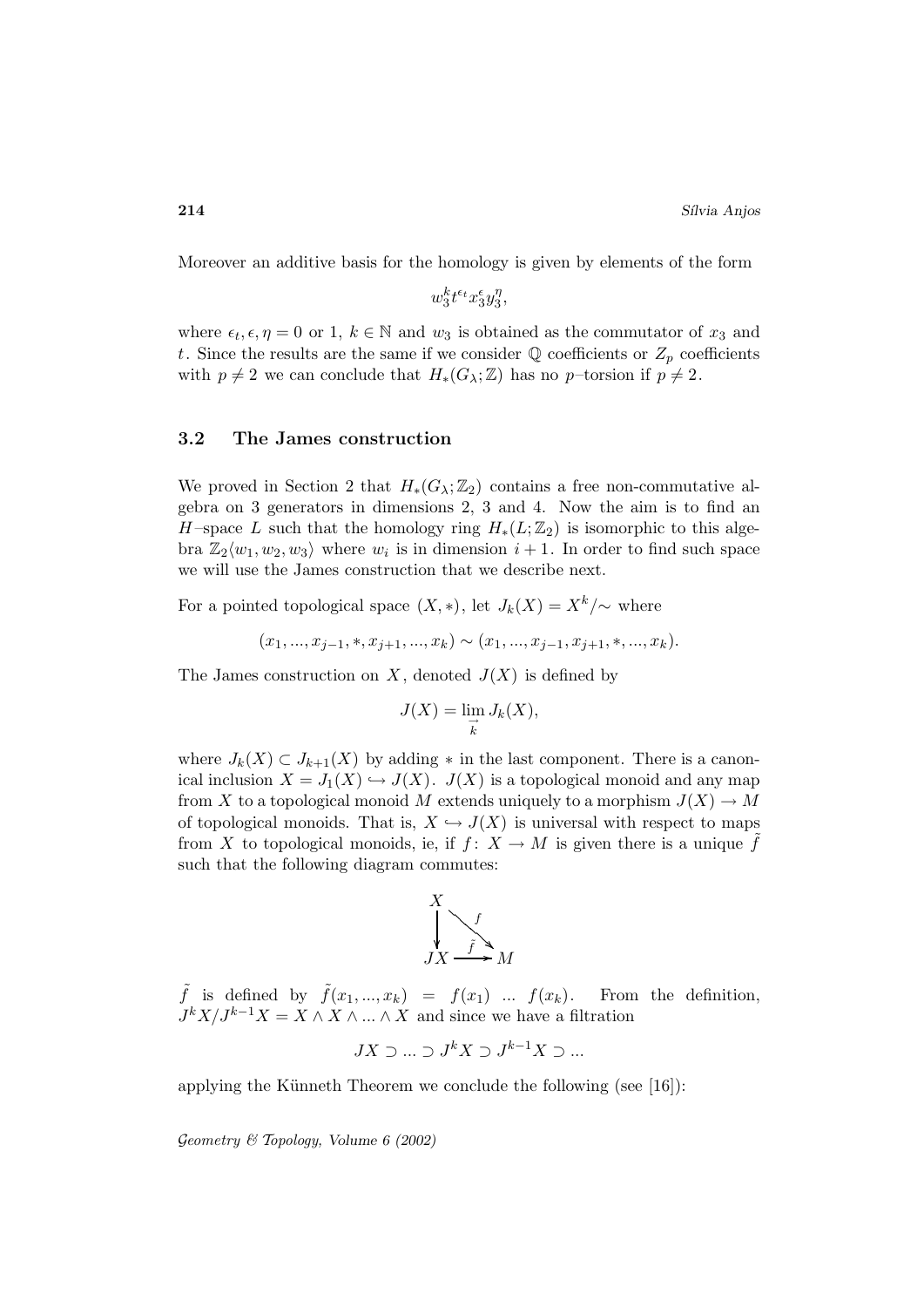Moreover an additive basis for the homology is given by elements of the form

$$w_3^k t^{\epsilon_t} x_3^{\epsilon} y_3^{\eta},$$

where $\epsilon_t, \epsilon, \eta = 0$ or 1, $k \in \mathbb{N}$ and $w_3$ is obtained as the commutator of $x_3$ and $t$. Since the results are the same if we consider $\mathbb{Q}$ coefficients or $Z_p$ coefficients with $p \neq 2$ we can conclude that $H_*(G_\lambda; \mathbb{Z})$ has no $p$–torsion if $p \neq 2$.

### 3.2 The James construction

We proved in Section 2 that $H_*(G_\lambda; \mathbb{Z}_2)$ contains a free non-commutative algebra on 3 generators in dimensions 2, 3 and 4. Now the aim is to find an $H$–space $L$ such that the homology ring $H_*(L; \mathbb{Z}_2)$ is isomorphic to this algebra $\mathbb{Z}_2\langle w_1, w_2, w_3\rangle$ where $w_i$ is in dimension $i+1$. In order to find such space we will use the James construction that we describe next.

For a pointed topological space $(X, *)$, let $J_k(X) = X^k/\!\sim$ where

$$(x_1, ..., x_{j-1}, *, x_{j+1}, ..., x_k) \sim (x_1, ..., x_{j-1}, x_{j+1}, *, ..., x_k).$$

The James construction on $X$, denoted $J(X)$ is defined by

$$J(X) = \lim_{\overrightarrow{k}} J_k(X),$$

where $J_k(X) \subset J_{k+1}(X)$ by adding $*$ in the last component. There is a canonical inclusion $X = J_1(X) \hookrightarrow J(X)$. $J(X)$ is a topological monoid and any map from $X$ to a topological monoid $M$ extends uniquely to a morphism $J(X) \to M$ of topological monoids. That is, $X \hookrightarrow J(X)$ is universal with respect to maps from $X$ to topological monoids, ie, if $f\colon X \to M$ is given there is a unique $\tilde{f}$ such that the following diagram commutes:

$$\begin{array}{ccc} X & & \\ \downarrow & \searrow^{f} & \\ JX & \xrightarrow{\tilde{f}} & M \end{array}$$

$\tilde{f}$ is defined by $\tilde{f}(x_1, ..., x_k) = f(x_1) \ ... \ f(x_k)$. From the definition, $J^kX/J^{k-1}X = X \wedge X \wedge ... \wedge X$ and since we have a filtration

$$JX \supset ... \supset J^kX \supset J^{k-1}X \supset ...$$

applying the Künneth Theorem we conclude the following (see [16]):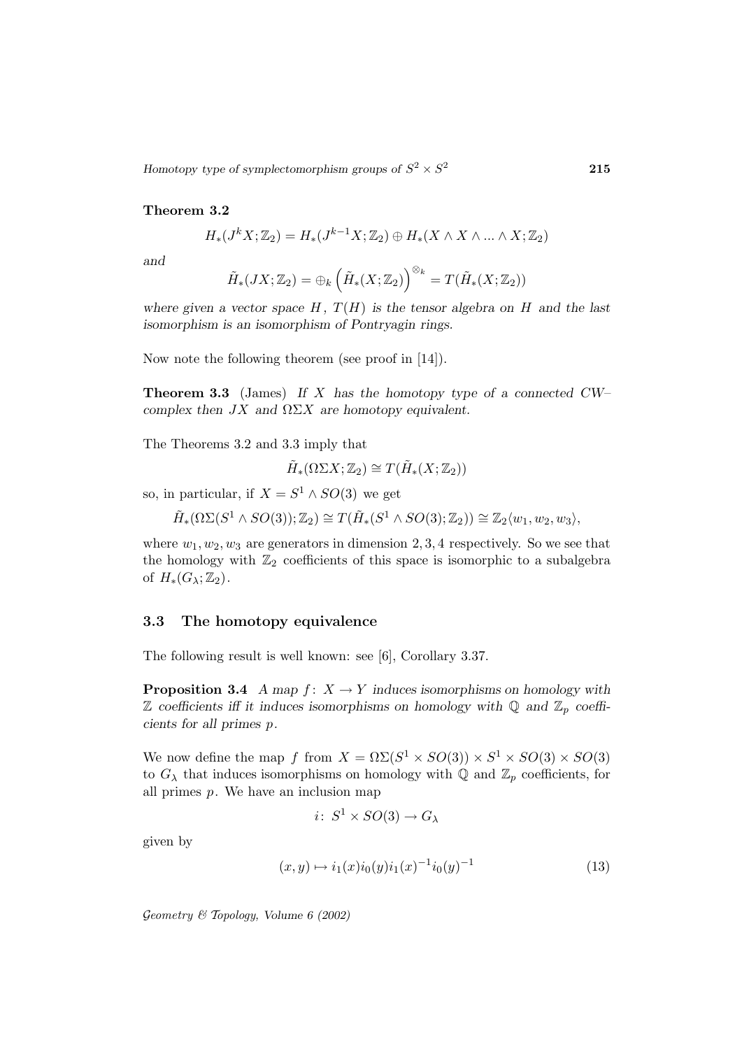**Theorem 3.2**

$$H_*(J^kX;\mathbb{Z}_2) = H_*(J^{k-1}X;\mathbb{Z}_2) \oplus H_*(X \wedge X \wedge ... \wedge X;\mathbb{Z}_2)$$

*and*

$$\tilde{H}_*(JX;\mathbb{Z}_2) = \oplus_k \left(\tilde{H}_*(X;\mathbb{Z}_2)\right)^{\otimes_k} = T(\tilde{H}_*(X;\mathbb{Z}_2))$$

*where given a vector space $H$, $T(H)$ is the tensor algebra on $H$ and the last isomorphism is an isomorphism of Pontryagin rings.*

Now note the following theorem (see proof in [14]).

**Theorem 3.3** (James) *If $X$ has the homotopy type of a connected CW–complex then $JX$ and $\Omega\Sigma X$ are homotopy equivalent.*

The Theorems 3.2 and 3.3 imply that

$$\tilde{H}_*(\Omega\Sigma X;\mathbb{Z}_2) \cong T(\tilde{H}_*(X;\mathbb{Z}_2))$$

so, in particular, if $X = S^1 \wedge SO(3)$ we get

$$\tilde{H}_*(\Omega\Sigma(S^1 \wedge SO(3));\mathbb{Z}_2) \cong T(\tilde{H}_*(S^1 \wedge SO(3);\mathbb{Z}_2)) \cong \mathbb{Z}_2\langle w_1, w_2, w_3\rangle,$$

where $w_1, w_2, w_3$ are generators in dimension $2, 3, 4$ respectively. So we see that the homology with $\mathbb{Z}_2$ coefficients of this space is isomorphic to a subalgebra of $H_*(G_\lambda;\mathbb{Z}_2)$.

## 3.3 The homotopy equivalence

The following result is well known: see [6], Corollary 3.37.

**Proposition 3.4** *A map $f\colon X \to Y$ induces isomorphisms on homology with $\mathbb{Z}$ coefficients iff it induces isomorphisms on homology with $\mathbb{Q}$ and $\mathbb{Z}_p$ coefficients for all primes $p$.*

We now define the map $f$ from $X = \Omega\Sigma(S^1 \times SO(3)) \times S^1 \times SO(3) \times SO(3)$ to $G_\lambda$ that induces isomorphisms on homology with $\mathbb{Q}$ and $\mathbb{Z}_p$ coefficients, for all primes $p$. We have an inclusion map

$$i\colon S^1 \times SO(3) \to G_\lambda$$

given by

$$(x, y) \mapsto i_1(x)i_0(y)i_1(x)^{-1}i_0(y)^{-1} \tag{13}$$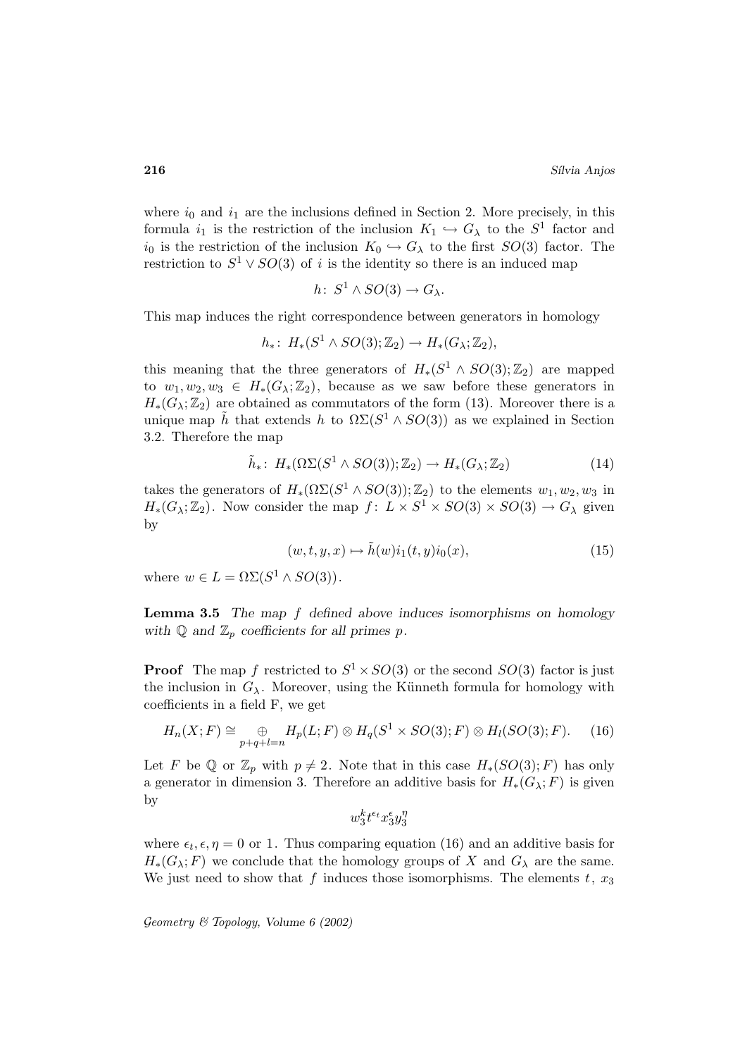where $i_0$ and $i_1$ are the inclusions defined in Section 2. More precisely, in this formula $i_1$ is the restriction of the inclusion $K_1 \hookrightarrow G_\lambda$ to the $S^1$ factor and $i_0$ is the restriction of the inclusion $K_0 \hookrightarrow G_\lambda$ to the first $SO(3)$ factor. The restriction to $S^1 \vee SO(3)$ of $i$ is the identity so there is an induced map

$$h\colon\ S^1 \wedge SO(3) \to G_\lambda.$$

This map induces the right correspondence between generators in homology

$$h_*\colon\ H_*(S^1 \wedge SO(3); \mathbb{Z}_2) \to H_*(G_\lambda; \mathbb{Z}_2),$$

this meaning that the three generators of $H_*(S^1 \wedge SO(3); \mathbb{Z}_2)$ are mapped to $w_1, w_2, w_3 \in H_*(G_\lambda; \mathbb{Z}_2)$, because as we saw before these generators in $H_*(G_\lambda; \mathbb{Z}_2)$ are obtained as commutators of the form (13). Moreover there is a unique map $\tilde{h}$ that extends $h$ to $\Omega\Sigma(S^1 \wedge SO(3))$ as we explained in Section 3.2. Therefore the map

$$\tilde{h}_*\colon\ H_*(\Omega\Sigma(S^1 \wedge SO(3)); \mathbb{Z}_2) \to H_*(G_\lambda; \mathbb{Z}_2) \tag{14}$$

takes the generators of $H_*(\Omega\Sigma(S^1 \wedge SO(3)); \mathbb{Z}_2)$ to the elements $w_1, w_2, w_3$ in $H_*(G_\lambda; \mathbb{Z}_2)$. Now consider the map $f\colon\ L \times S^1 \times SO(3) \times SO(3) \to G_\lambda$ given by

$$(w, t, y, x) \mapsto \tilde{h}(w) i_1(t, y) i_0(x), \tag{15}$$

where $w \in L = \Omega\Sigma(S^1 \wedge SO(3))$.

**Lemma 3.5** *The map $f$ defined above induces isomorphisms on homology with $\mathbb{Q}$ and $\mathbb{Z}_p$ coefficients for all primes $p$.*

**Proof** The map $f$ restricted to $S^1 \times SO(3)$ or the second $SO(3)$ factor is just the inclusion in $G_\lambda$. Moreover, using the Künneth formula for homology with coefficients in a field F, we get

$$H_n(X; F) \cong \bigoplus_{p+q+l=n} H_p(L; F) \otimes H_q(S^1 \times SO(3); F) \otimes H_l(SO(3); F). \tag{16}$$

Let $F$ be $\mathbb{Q}$ or $\mathbb{Z}_p$ with $p \neq 2$. Note that in this case $H_*(SO(3); F)$ has only a generator in dimension 3. Therefore an additive basis for $H_*(G_\lambda; F)$ is given by

$$w_3^k t^{\epsilon_t} x_3^{\epsilon} y_3^{\eta}$$

where $\epsilon_t, \epsilon, \eta = 0$ or $1$. Thus comparing equation (16) and an additive basis for $H_*(G_\lambda; F)$ we conclude that the homology groups of $X$ and $G_\lambda$ are the same. We just need to show that $f$ induces those isomorphisms. The elements $t$, $x_3$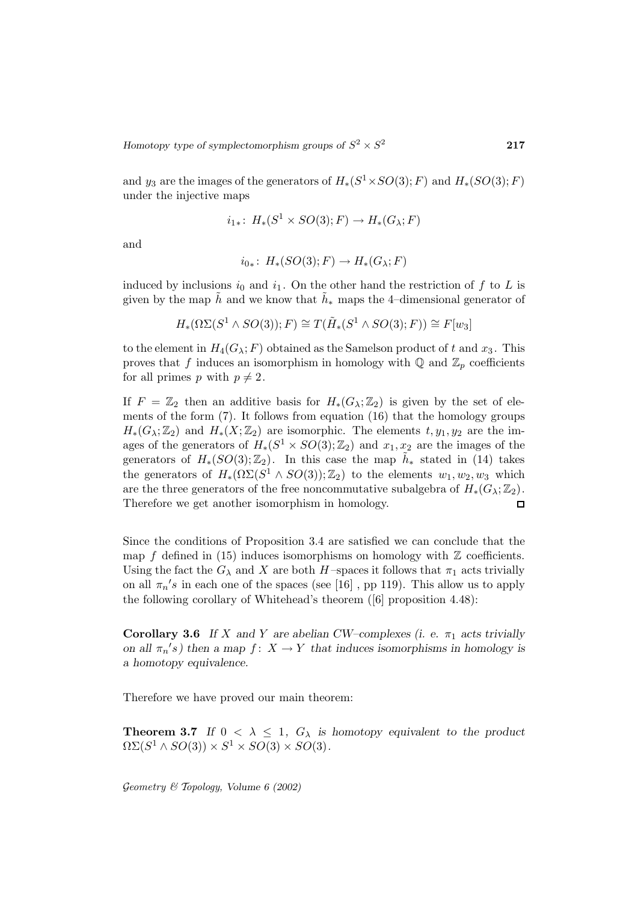and $y_3$ are the images of the generators of $H_*(S^1 \times SO(3); F)$ and $H_*(SO(3); F)$ under the injective maps

$$i_{1*}\colon\ H_*(S^1 \times SO(3); F) \to H_*(G_\lambda; F)$$

and

$$i_{0*}\colon\ H_*(SO(3); F) \to H_*(G_\lambda; F)$$

induced by inclusions $i_0$ and $i_1$. On the other hand the restriction of $f$ to $L$ is given by the map $\tilde{h}$ and we know that $\tilde{h}_*$ maps the 4–dimensional generator of

$$H_*(\Omega\Sigma(S^1 \wedge SO(3)); F) \cong T(\tilde{H}_*(S^1 \wedge SO(3); F)) \cong F[w_3]$$

to the element in $H_4(G_\lambda; F)$ obtained as the Samelson product of $t$ and $x_3$. This proves that $f$ induces an isomorphism in homology with $\mathbb{Q}$ and $\mathbb{Z}_p$ coefficients for all primes $p$ with $p \neq 2$.

If $F = \mathbb{Z}_2$ then an additive basis for $H_*(G_\lambda; \mathbb{Z}_2)$ is given by the set of elements of the form (7). It follows from equation (16) that the homology groups $H_*(G_\lambda; \mathbb{Z}_2)$ and $H_*(X; \mathbb{Z}_2)$ are isomorphic. The elements $t, y_1, y_2$ are the images of the generators of $H_*(S^1 \times SO(3); \mathbb{Z}_2)$ and $x_1, x_2$ are the images of the generators of $H_*(SO(3); \mathbb{Z}_2)$. In this case the map $\tilde{h}_*$ stated in (14) takes the generators of $H_*(\Omega\Sigma(S^1 \wedge SO(3)); \mathbb{Z}_2)$ to the elements $w_1, w_2, w_3$ which are the three generators of the free noncommutative subalgebra of $H_*(G_\lambda; \mathbb{Z}_2)$. Therefore we get another isomorphism in homology. □

Since the conditions of Proposition 3.4 are satisfied we can conclude that the map $f$ defined in (15) induces isomorphisms on homology with $\mathbb{Z}$ coefficients. Using the fact the $G_\lambda$ and $X$ are both $H$–spaces it follows that $\pi_1$ acts trivially on all $\pi_n{}'s$ in each one of the spaces (see [16] , pp 119). This allow us to apply the following corollary of Whitehead's theorem ([6] proposition 4.48):

**Corollary 3.6** *If $X$ and $Y$ are abelian CW–complexes (i. e. $\pi_1$ acts trivially on all $\pi_n{}'s$) then a map $f\colon X \to Y$ that induces isomorphisms in homology is a homotopy equivalence.*

Therefore we have proved our main theorem:

**Theorem 3.7** *If $0 < \lambda \leq 1$, $G_\lambda$ is homotopy equivalent to the product $\Omega\Sigma(S^1 \wedge SO(3)) \times S^1 \times SO(3) \times SO(3)$.*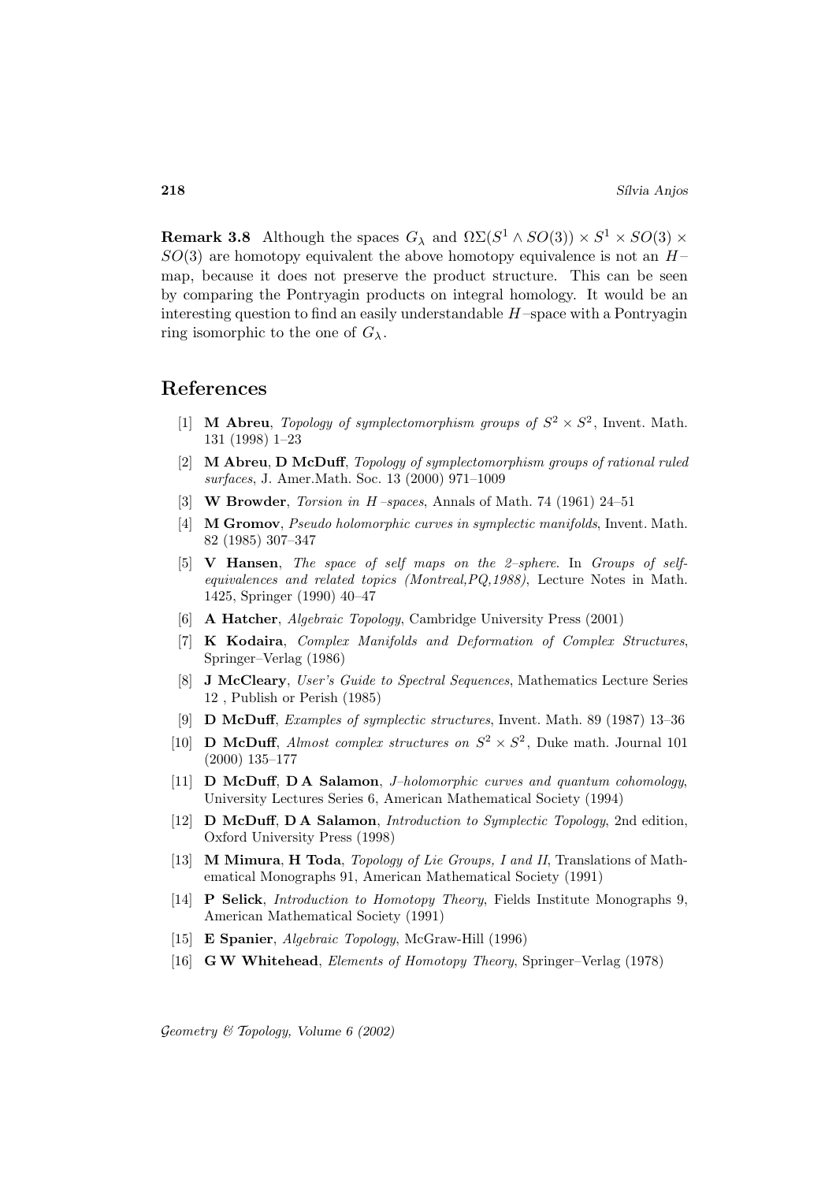**Remark 3.8** Although the spaces $G_\lambda$ and $\Omega\Sigma(S^1 \wedge SO(3)) \times S^1 \times SO(3) \times SO(3)$ are homotopy equivalent the above homotopy equivalence is not an $H$–map, because it does not preserve the product structure. This can be seen by comparing the Pontryagin products on integral homology. It would be an interesting question to find an easily understandable $H$–space with a Pontryagin ring isomorphic to the one of $G_\lambda$.

## References

[1] **M Abreu**, *Topology of symplectomorphism groups of $S^2 \times S^2$*, Invent. Math. 131 (1998) 1–23

[2] **M Abreu**, **D McDuff**, *Topology of symplectomorphism groups of rational ruled surfaces*, J. Amer.Math. Soc. 13 (2000) 971–1009

[3] **W Browder**, *Torsion in $H$–spaces*, Annals of Math. 74 (1961) 24–51

[4] **M Gromov**, *Pseudo holomorphic curves in symplectic manifolds*, Invent. Math. 82 (1985) 307–347

[5] **V Hansen**, *The space of self maps on the 2–sphere*. In *Groups of self-equivalences and related topics (Montreal,PQ,1988)*, Lecture Notes in Math. 1425, Springer (1990) 40–47

[6] **A Hatcher**, *Algebraic Topology*, Cambridge University Press (2001)

[7] **K Kodaira**, *Complex Manifolds and Deformation of Complex Structures*, Springer–Verlag (1986)

[8] **J McCleary**, *User's Guide to Spectral Sequences*, Mathematics Lecture Series 12 , Publish or Perish (1985)

[9] **D McDuff**, *Examples of symplectic structures*, Invent. Math. 89 (1987) 13–36

[10] **D McDuff**, *Almost complex structures on $S^2 \times S^2$*, Duke math. Journal 101 (2000) 135–177

[11] **D McDuff**, **D A Salamon**, *J–holomorphic curves and quantum cohomology*, University Lectures Series 6, American Mathematical Society (1994)

[12] **D McDuff**, **D A Salamon**, *Introduction to Symplectic Topology*, 2nd edition, Oxford University Press (1998)

[13] **M Mimura**, **H Toda**, *Topology of Lie Groups, I and II*, Translations of Mathematical Monographs 91, American Mathematical Society (1991)

[14] **P Selick**, *Introduction to Homotopy Theory*, Fields Institute Monographs 9, American Mathematical Society (1991)

[15] **E Spanier**, *Algebraic Topology*, McGraw-Hill (1996)

[16] **G W Whitehead**, *Elements of Homotopy Theory*, Springer–Verlag (1978)